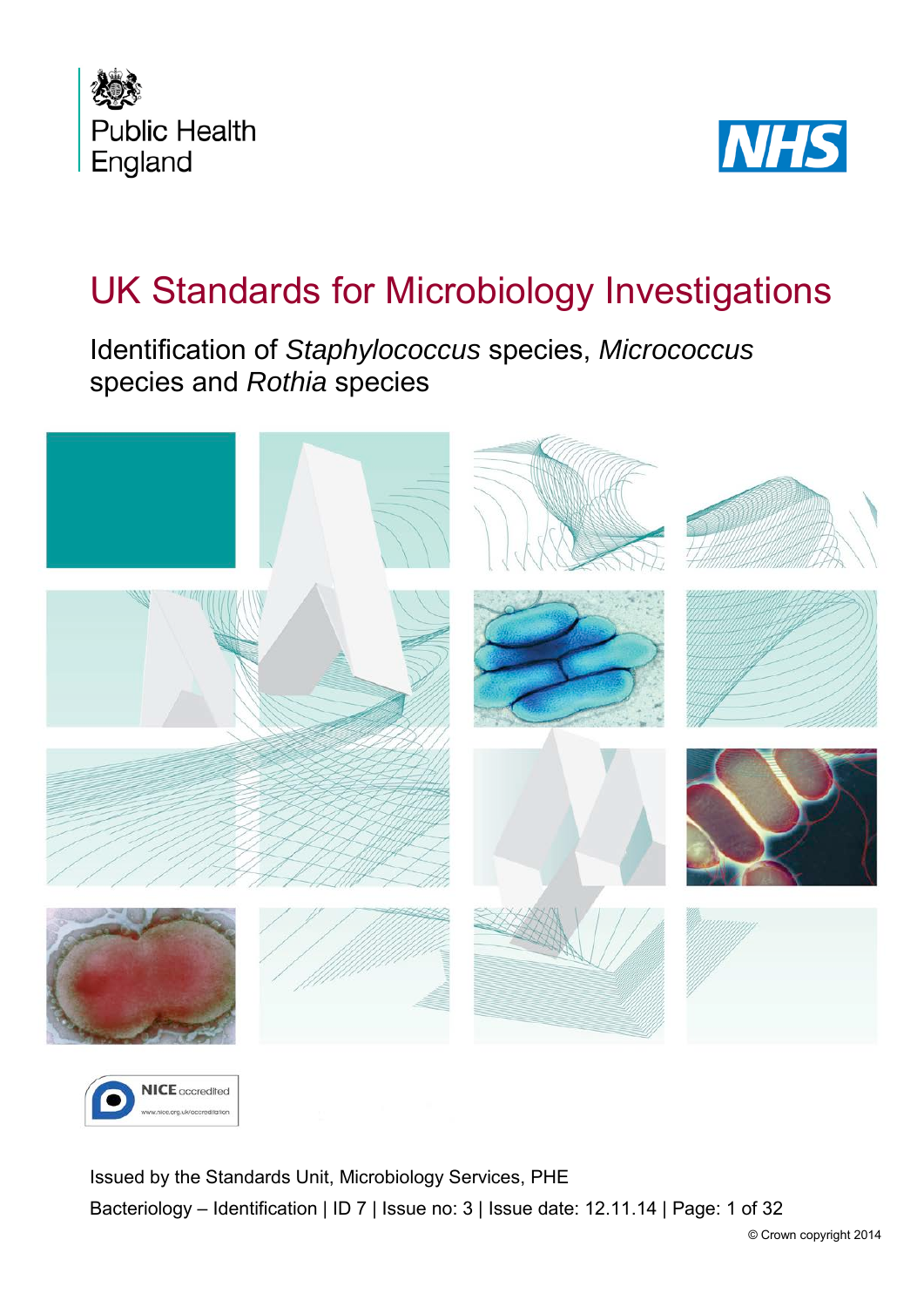Public Health England

NHS

# UK Standards for Microbiology Investigations

## Identification of *Staphylococcus* species, *Micrococcus* species and *Rothia* species

NICE accredited

Issued by the Standards Unit, Microbiology Services, PHE

Bacteriology – Identification | ID 7 | Issue no: 3 | Issue date: 12.11.14 | Page: 1 of 32

© Crown copyright 2014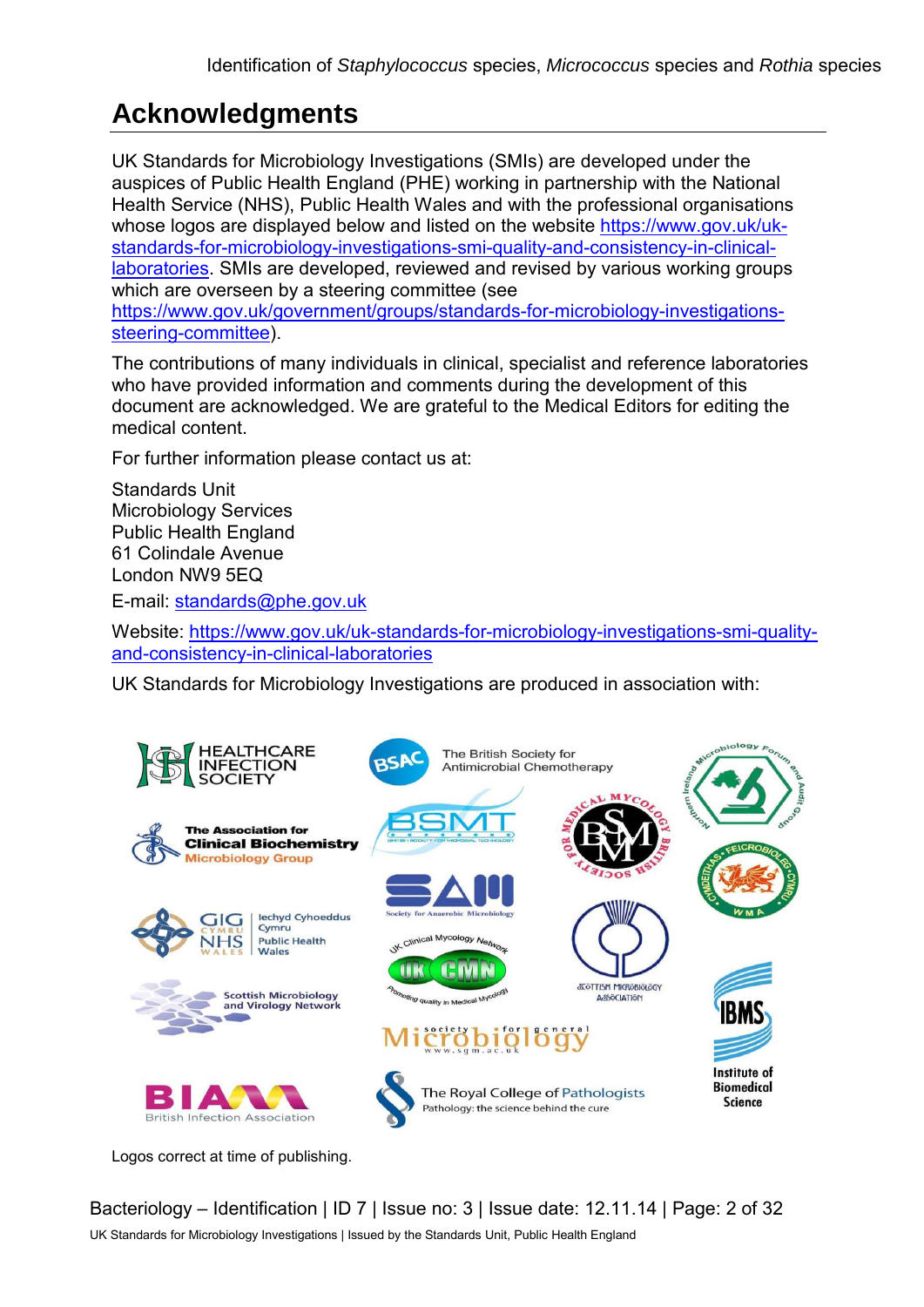# Acknowledgments

UK Standards for Microbiology Investigations (SMIs) are developed under the auspices of Public Health England (PHE) working in partnership with the National Health Service (NHS), Public Health Wales and with the professional organisations whose logos are displayed below and listed on the website https://www.gov.uk/uk-standards-for-microbiology-investigations-smi-quality-and-consistency-in-clinical-laboratories. SMIs are developed, reviewed and revised by various working groups which are overseen by a steering committee (see https://www.gov.uk/government/groups/standards-for-microbiology-investigations-steering-committee).

The contributions of many individuals in clinical, specialist and reference laboratories who have provided information and comments during the development of this document are acknowledged. We are grateful to the Medical Editors for editing the medical content.

For further information please contact us at:

Standards Unit
Microbiology Services
Public Health England
61 Colindale Avenue
London NW9 5EQ

E-mail: standards@phe.gov.uk

Website: https://www.gov.uk/uk-standards-for-microbiology-investigations-smi-quality-and-consistency-in-clinical-laboratories

UK Standards for Microbiology Investigations are produced in association with:

Logos correct at time of publishing.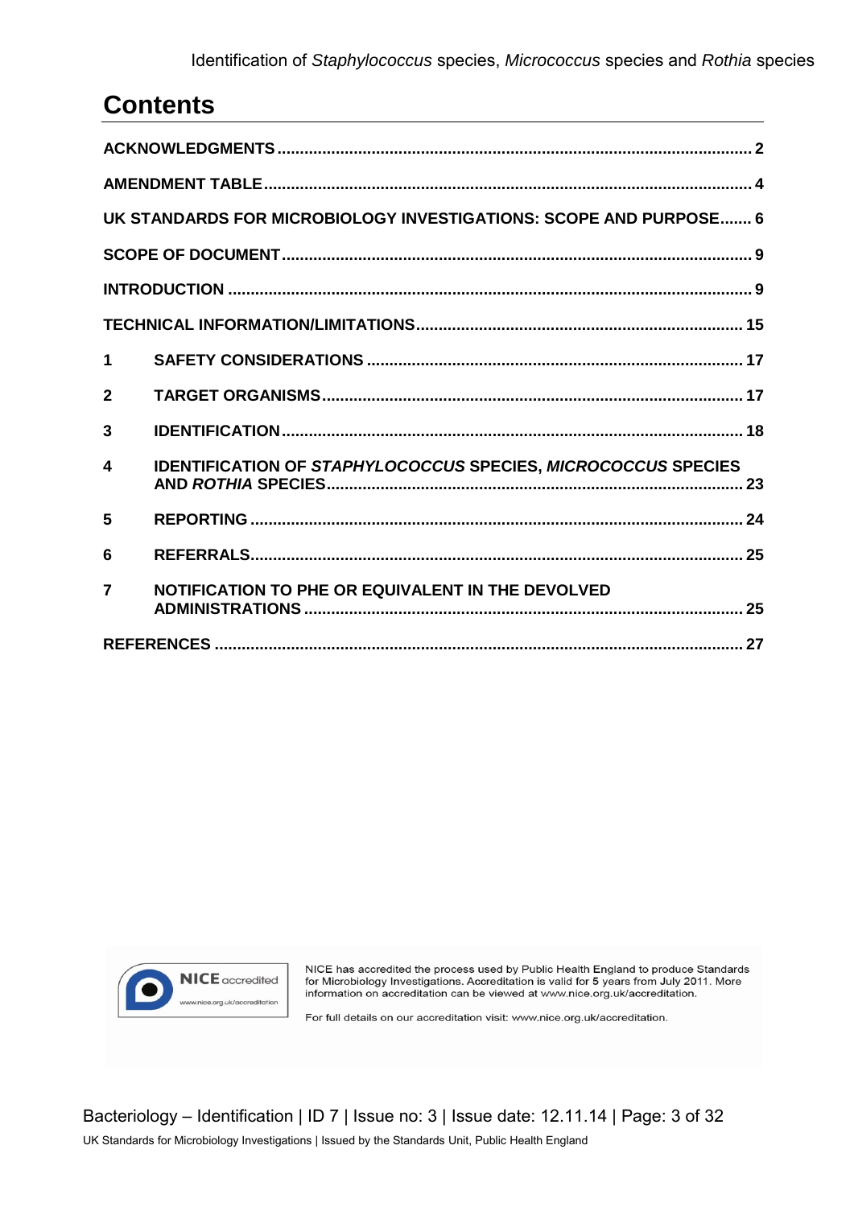# Contents

ACKNOWLEDGMENTS ........................................................................................................ 2

AMENDMENT TABLE ..................................................................................................... 4

UK STANDARDS FOR MICROBIOLOGY INVESTIGATIONS: SCOPE AND PURPOSE....... 6

SCOPE OF DOCUMENT .................................................................................................. 9

INTRODUCTION ............................................................................................................. 9

TECHNICAL INFORMATION/LIMITATIONS .................................................................... 15

1 SAFETY CONSIDERATIONS ..................................................................................... 17

2 TARGET ORGANISMS ............................................................................................... 17

3 IDENTIFICATION ........................................................................................................ 18

4 IDENTIFICATION OF *STAPHYLOCOCCUS* SPECIES, *MICROCOCCUS* SPECIES AND *ROTHIA* SPECIES ........................................................................................... 23

5 REPORTING ............................................................................................................... 24

6 REFERRALS ............................................................................................................... 25

7 NOTIFICATION TO PHE OR EQUIVALENT IN THE DEVOLVED ADMINISTRATIONS ........................................................................................... 25

REFERENCES ................................................................................................................ 27

NICE accredited
www.nice.org.uk/accreditation

NICE has accredited the process used by Public Health England to produce Standards for Microbiology Investigations. Accreditation is valid for 5 years from July 2011. More information on accreditation can be viewed at www.nice.org.uk/accreditation.

For full details on our accreditation visit: www.nice.org.uk/accreditation.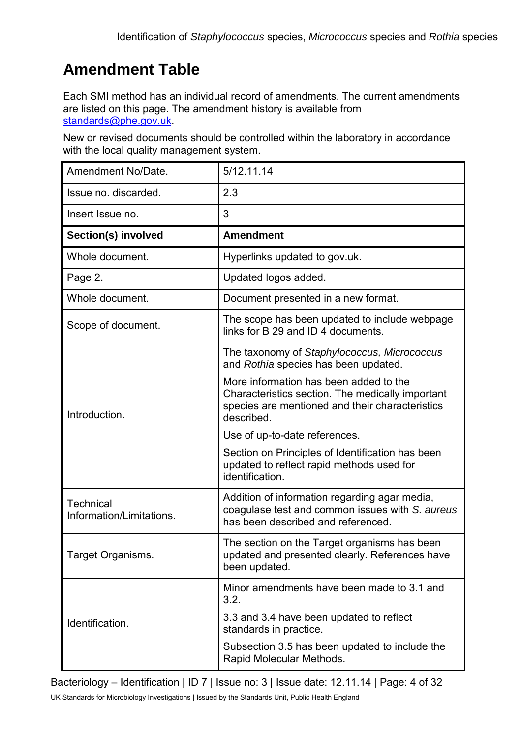## Amendment Table

Each SMI method has an individual record of amendments. The current amendments are listed on this page. The amendment history is available from standards@phe.gov.uk.

New or revised documents should be controlled within the laboratory in accordance with the local quality management system.

| Amendment No/Date. | 5/12.11.14 |
|---|---|
| Issue no. discarded. | 2.3 |
| Insert Issue no. | 3 |
| **Section(s) involved** | **Amendment** |
| Whole document. | Hyperlinks updated to gov.uk. |
| Page 2. | Updated logos added. |
| Whole document. | Document presented in a new format. |
| Scope of document. | The scope has been updated to include webpage links for B 29 and ID 4 documents. |
| Introduction. | The taxonomy of *Staphylococcus, Micrococcus* and *Rothia* species has been updated.<br><br>More information has been added to the Characteristics section. The medically important species are mentioned and their characteristics described.<br><br>Use of up-to-date references.<br><br>Section on Principles of Identification has been updated to reflect rapid methods used for identification. |
| Technical Information/Limitations. | Addition of information regarding agar media, coagulase test and common issues with *S. aureus* has been described and referenced. |
| Target Organisms. | The section on the Target organisms has been updated and presented clearly. References have been updated. |
| Identification. | Minor amendments have been made to 3.1 and 3.2.<br><br>3.3 and 3.4 have been updated to reflect standards in practice.<br><br>Subsection 3.5 has been updated to include the Rapid Molecular Methods. |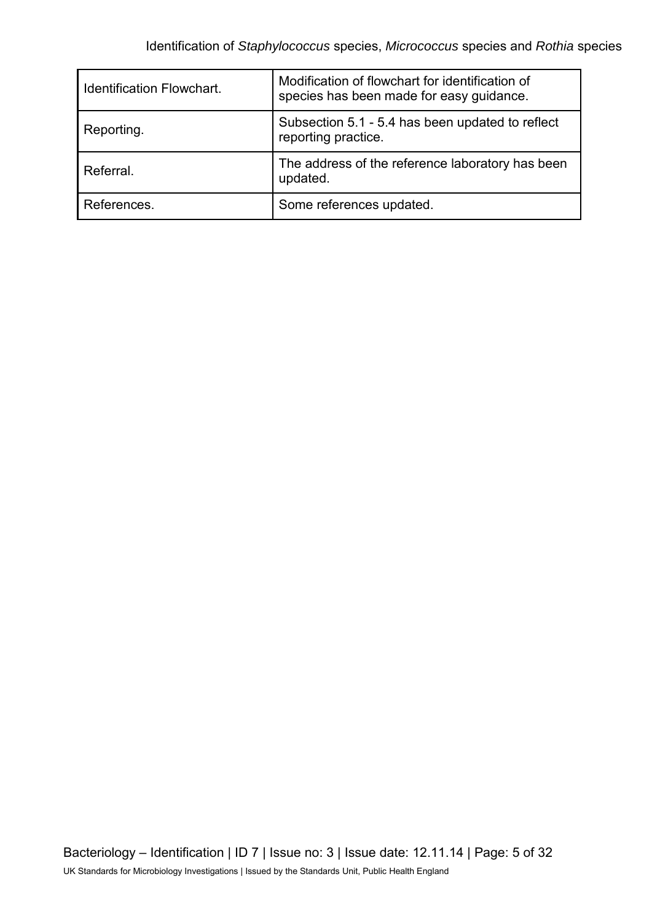| Identification Flowchart. | Modification of flowchart for identification of species has been made for easy guidance. |
|---|---|
| Reporting. | Subsection 5.1 - 5.4 has been updated to reflect reporting practice. |
| Referral. | The address of the reference laboratory has been updated. |
| References. | Some references updated. |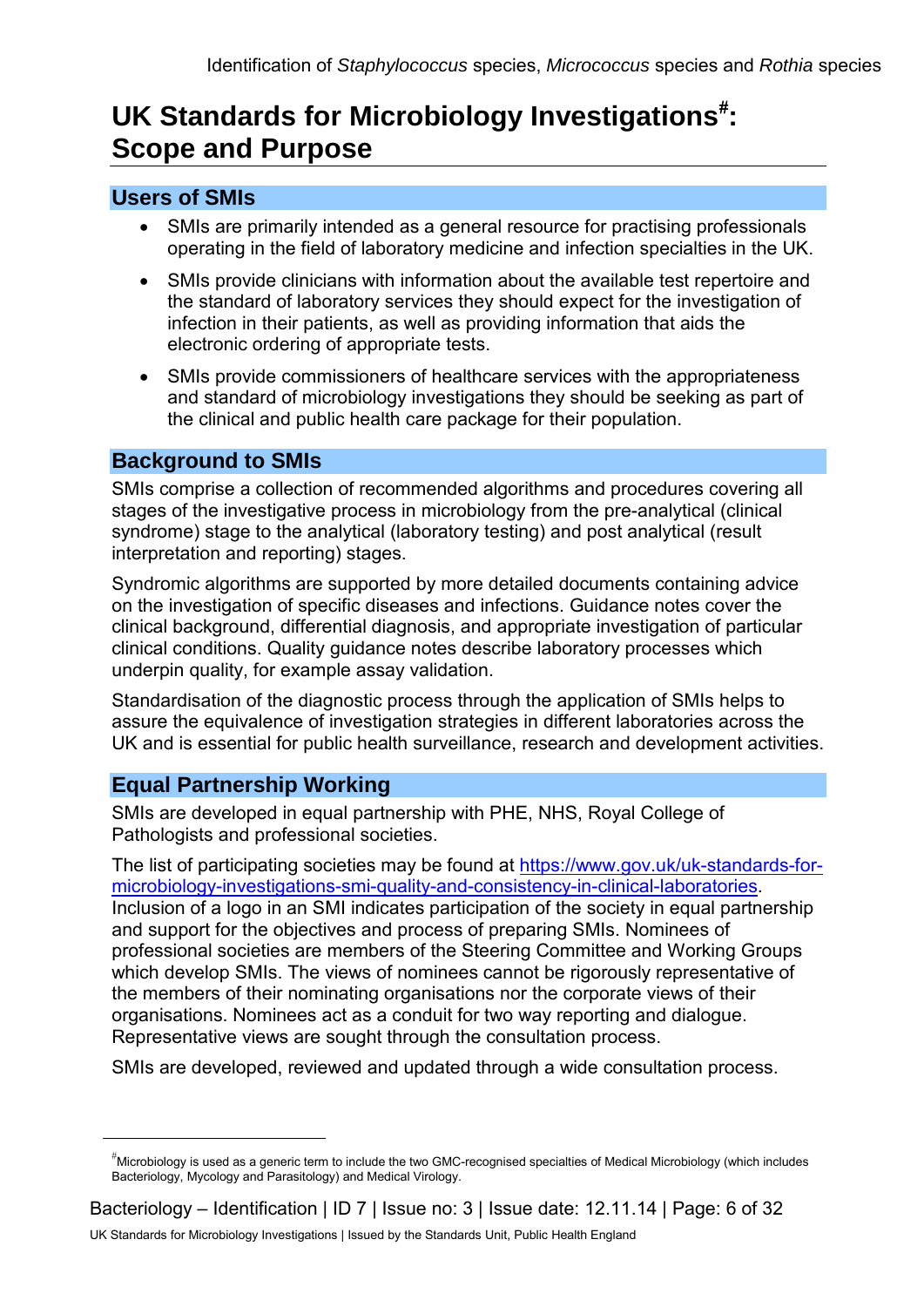# UK Standards for Microbiology Investigations[#]: Scope and Purpose

## Users of SMIs

- SMIs are primarily intended as a general resource for practising professionals operating in the field of laboratory medicine and infection specialties in the UK.
- SMIs provide clinicians with information about the available test repertoire and the standard of laboratory services they should expect for the investigation of infection in their patients, as well as providing information that aids the electronic ordering of appropriate tests.
- SMIs provide commissioners of healthcare services with the appropriateness and standard of microbiology investigations they should be seeking as part of the clinical and public health care package for their population.

## Background to SMIs

SMIs comprise a collection of recommended algorithms and procedures covering all stages of the investigative process in microbiology from the pre-analytical (clinical syndrome) stage to the analytical (laboratory testing) and post analytical (result interpretation and reporting) stages.

Syndromic algorithms are supported by more detailed documents containing advice on the investigation of specific diseases and infections. Guidance notes cover the clinical background, differential diagnosis, and appropriate investigation of particular clinical conditions. Quality guidance notes describe laboratory processes which underpin quality, for example assay validation.

Standardisation of the diagnostic process through the application of SMIs helps to assure the equivalence of investigation strategies in different laboratories across the UK and is essential for public health surveillance, research and development activities.

## Equal Partnership Working

SMIs are developed in equal partnership with PHE, NHS, Royal College of Pathologists and professional societies.

The list of participating societies may be found at https://www.gov.uk/uk-standards-for-microbiology-investigations-smi-quality-and-consistency-in-clinical-laboratories. Inclusion of a logo in an SMI indicates participation of the society in equal partnership and support for the objectives and process of preparing SMIs. Nominees of professional societies are members of the Steering Committee and Working Groups which develop SMIs. The views of nominees cannot be rigorously representative of the members of their nominating organisations nor the corporate views of their organisations. Nominees act as a conduit for two way reporting and dialogue. Representative views are sought through the consultation process.

SMIs are developed, reviewed and updated through a wide consultation process.

---

[#] Microbiology is used as a generic term to include the two GMC-recognised specialties of Medical Microbiology (which includes Bacteriology, Mycology and Parasitology) and Medical Virology.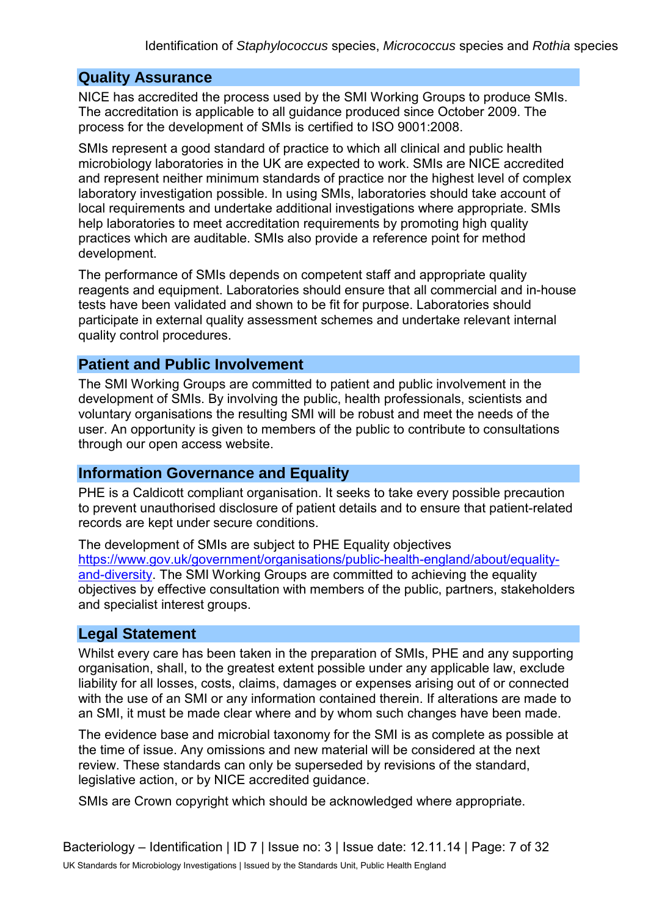## Quality Assurance

NICE has accredited the process used by the SMI Working Groups to produce SMIs. The accreditation is applicable to all guidance produced since October 2009. The process for the development of SMIs is certified to ISO 9001:2008.

SMIs represent a good standard of practice to which all clinical and public health microbiology laboratories in the UK are expected to work. SMIs are NICE accredited and represent neither minimum standards of practice nor the highest level of complex laboratory investigation possible. In using SMIs, laboratories should take account of local requirements and undertake additional investigations where appropriate. SMIs help laboratories to meet accreditation requirements by promoting high quality practices which are auditable. SMIs also provide a reference point for method development.

The performance of SMIs depends on competent staff and appropriate quality reagents and equipment. Laboratories should ensure that all commercial and in-house tests have been validated and shown to be fit for purpose. Laboratories should participate in external quality assessment schemes and undertake relevant internal quality control procedures.

## Patient and Public Involvement

The SMI Working Groups are committed to patient and public involvement in the development of SMIs. By involving the public, health professionals, scientists and voluntary organisations the resulting SMI will be robust and meet the needs of the user. An opportunity is given to members of the public to contribute to consultations through our open access website.

## Information Governance and Equality

PHE is a Caldicott compliant organisation. It seeks to take every possible precaution to prevent unauthorised disclosure of patient details and to ensure that patient-related records are kept under secure conditions.

The development of SMIs are subject to PHE Equality objectives https://www.gov.uk/government/organisations/public-health-england/about/equality-and-diversity. The SMI Working Groups are committed to achieving the equality objectives by effective consultation with members of the public, partners, stakeholders and specialist interest groups.

## Legal Statement

Whilst every care has been taken in the preparation of SMIs, PHE and any supporting organisation, shall, to the greatest extent possible under any applicable law, exclude liability for all losses, costs, claims, damages or expenses arising out of or connected with the use of an SMI or any information contained therein. If alterations are made to an SMI, it must be made clear where and by whom such changes have been made.

The evidence base and microbial taxonomy for the SMI is as complete as possible at the time of issue. Any omissions and new material will be considered at the next review. These standards can only be superseded by revisions of the standard, legislative action, or by NICE accredited guidance.

SMIs are Crown copyright which should be acknowledged where appropriate.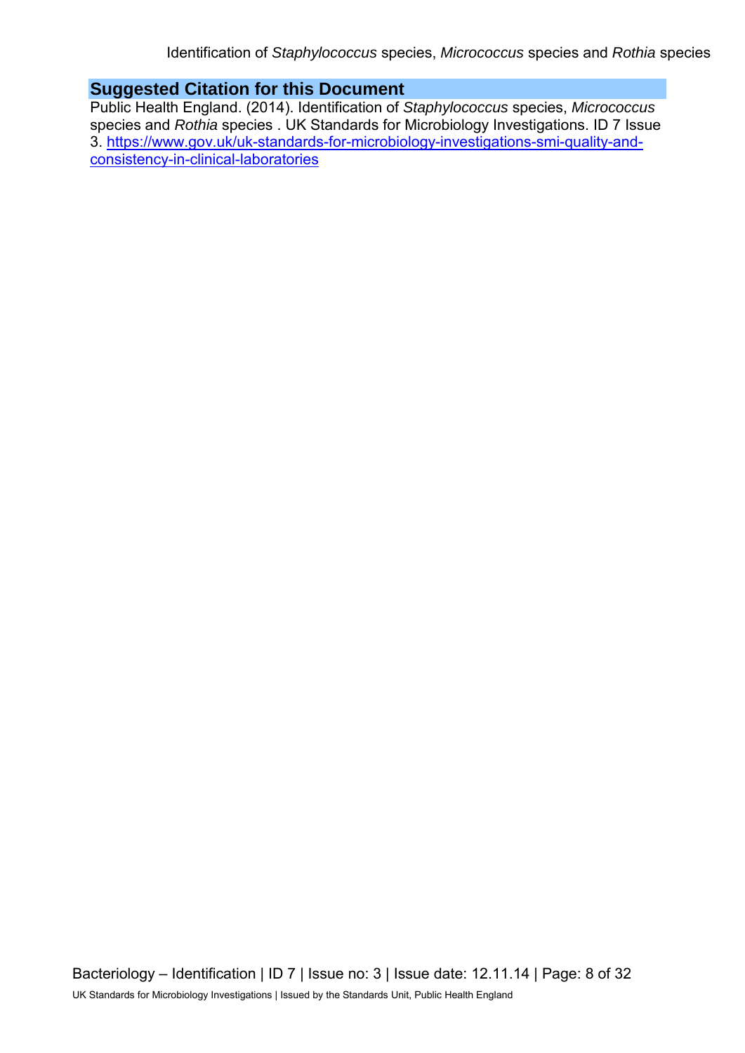## Suggested Citation for this Document

Public Health England. (2014). Identification of *Staphylococcus* species, *Micrococcus* species and *Rothia* species . UK Standards for Microbiology Investigations. ID 7 Issue 3. [https://www.gov.uk/uk-standards-for-microbiology-investigations-smi-quality-and-consistency-in-clinical-laboratories](https://www.gov.uk/uk-standards-for-microbiology-investigations-smi-quality-and-consistency-in-clinical-laboratories)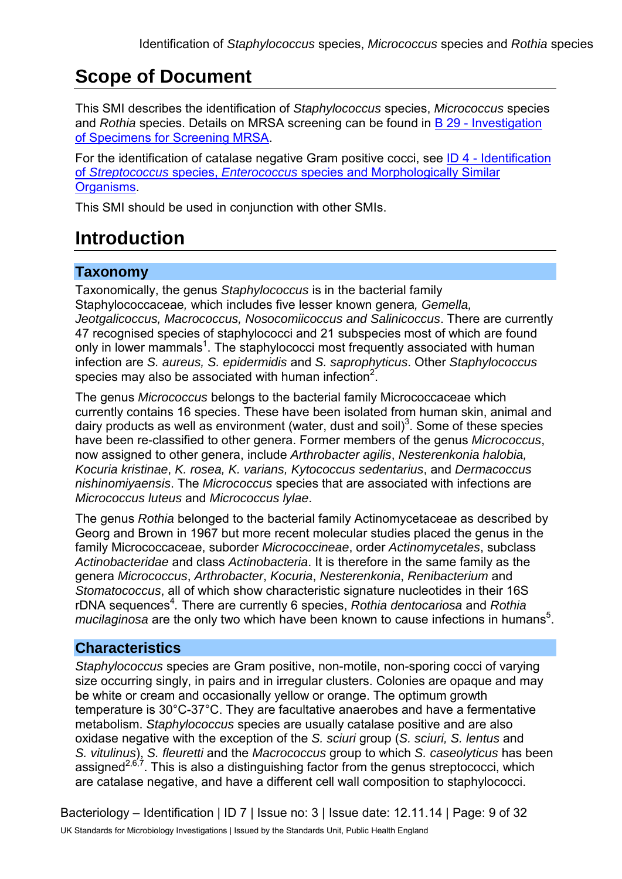# Scope of Document

This SMI describes the identification of *Staphylococcus* species, *Micrococcus* species and *Rothia* species. Details on MRSA screening can be found in [B 29 - Investigation of Specimens for Screening MRSA](#).

For the identification of catalase negative Gram positive cocci, see [ID 4 - Identification of *Streptococcus* species, *Enterococcus* species and Morphologically Similar Organisms](#).

This SMI should be used in conjunction with other SMIs.

# Introduction

## Taxonomy

Taxonomically, the genus *Staphylococcus* is in the bacterial family Staphylococcaceae*,* which includes five lesser known genera*, Gemella, Jeotgalicoccus, Macrococcus, Nosocomiicoccus and Salinicoccus*. There are currently 47 recognised species of staphylococci and 21 subspecies most of which are found only in lower mammals[1]. The staphylococci most frequently associated with human infection are *S. aureus, S. epidermidis* and *S. saprophyticus*. Other *Staphylococcus* species may also be associated with human infection[2].

The genus *Micrococcus* belongs to the bacterial family Micrococcaceae which currently contains 16 species. These have been isolated from human skin, animal and dairy products as well as environment (water, dust and soil)[3]. Some of these species have been re-classified to other genera. Former members of the genus *Micrococcus*, now assigned to other genera, include *Arthrobacter agilis*, *Nesterenkonia halobia, Kocuria kristinae*, *K. rosea, K. varians, Kytococcus sedentarius*, and *Dermacoccus nishinomiyaensis*. The *Micrococcus* species that are associated with infections are *Micrococcus luteus* and *Micrococcus lylae*.

The genus *Rothia* belonged to the bacterial family Actinomycetaceae as described by Georg and Brown in 1967 but more recent molecular studies placed the genus in the family Micrococcaceae, suborder *Micrococcineae*, order *Actinomycetales*, subclass *Actinobacteridae* and class *Actinobacteria*. It is therefore in the same family as the genera *Micrococcus*, *Arthrobacter*, *Kocuria*, *Nesterenkonia*, *Renibacterium* and *Stomatococcus*, all of which show characteristic signature nucleotides in their 16S rDNA sequences[4]*.* There are currently 6 species, *Rothia dentocariosa* and *Rothia mucilaginosa* are the only two which have been known to cause infections in humans[5].

## Characteristics

*Staphylococcus* species are Gram positive, non-motile, non-sporing cocci of varying size occurring singly, in pairs and in irregular clusters. Colonies are opaque and may be white or cream and occasionally yellow or orange. The optimum growth temperature is 30°C-37°C. They are facultative anaerobes and have a fermentative metabolism. *Staphylococcus* species are usually catalase positive and are also oxidase negative with the exception of the *S. sciuri* group (*S. sciuri, S. lentus* and *S. vitulinus*), *S. fleuretti* and the *Macrococcus* group to which *S. caseolyticus* has been assigned[2,6,7]. This is also a distinguishing factor from the genus streptococci, which are catalase negative, and have a different cell wall composition to staphylococci.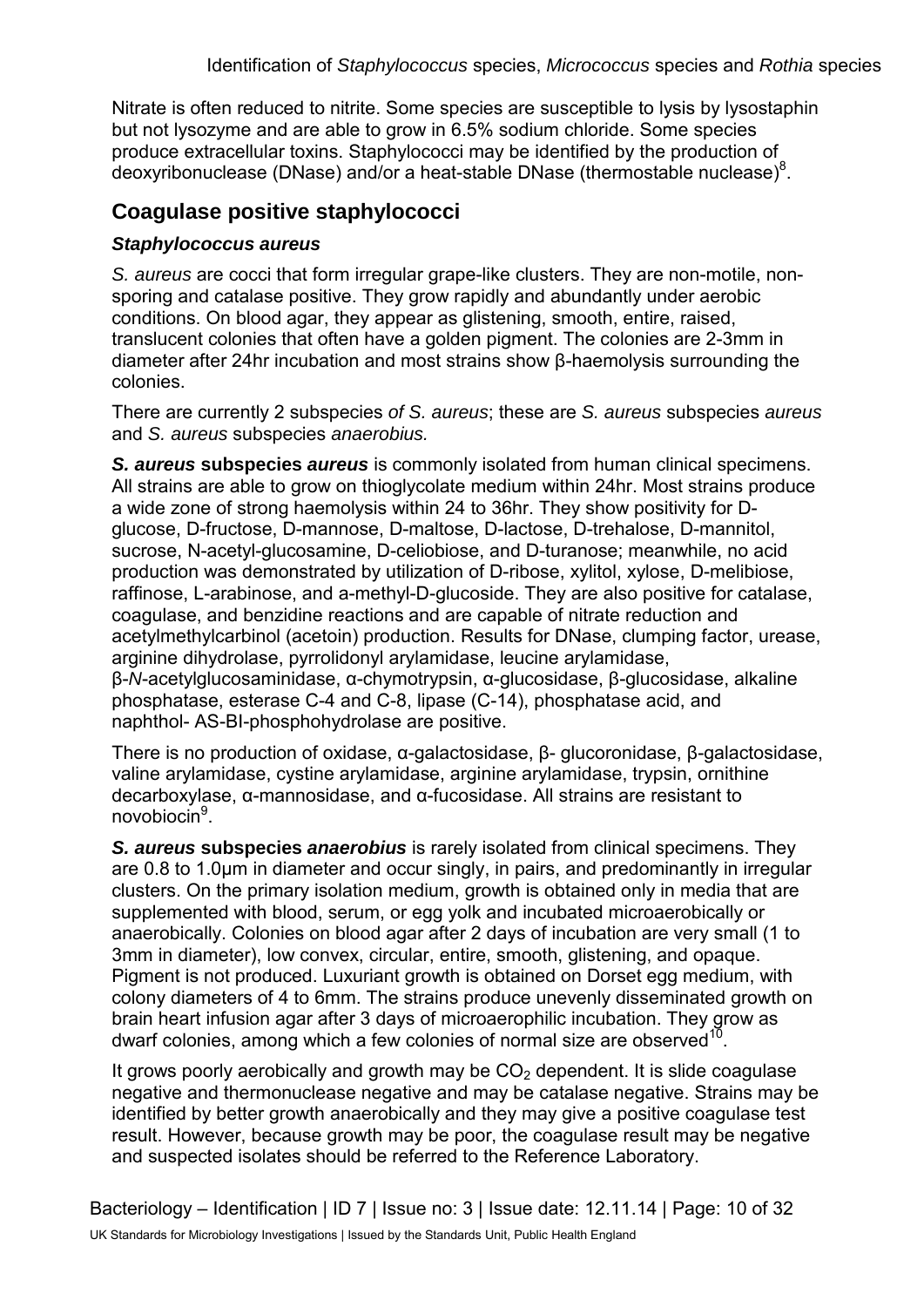Nitrate is often reduced to nitrite. Some species are susceptible to lysis by lysostaphin but not lysozyme and are able to grow in 6.5% sodium chloride. Some species produce extracellular toxins. Staphylococci may be identified by the production of deoxyribonuclease (DNase) and/or a heat-stable DNase (thermostable nuclease)[8].

## Coagulase positive staphylococci

### *Staphylococcus aureus*

*S. aureus* are cocci that form irregular grape-like clusters. They are non-motile, non-sporing and catalase positive. They grow rapidly and abundantly under aerobic conditions. On blood agar, they appear as glistening, smooth, entire, raised, translucent colonies that often have a golden pigment. The colonies are 2-3mm in diameter after 24hr incubation and most strains show β-haemolysis surrounding the colonies.

There are currently 2 subspecies *of S. aureus*; these are *S. aureus* subspecies *aureus* and *S. aureus* subspecies *anaerobius.*

***S. aureus* subspecies *aureus*** is commonly isolated from human clinical specimens. All strains are able to grow on thioglycolate medium within 24hr. Most strains produce a wide zone of strong haemolysis within 24 to 36hr. They show positivity for D-glucose, D-fructose, D-mannose, D-maltose, D-lactose, D-trehalose, D-mannitol, sucrose, N-acetyl-glucosamine, D-celiobiose, and D-turanose; meanwhile, no acid production was demonstrated by utilization of D-ribose, xylitol, xylose, D-melibiose, raffinose, L-arabinose, and a-methyl-D-glucoside. They are also positive for catalase, coagulase, and benzidine reactions and are capable of nitrate reduction and acetylmethylcarbinol (acetoin) production. Results for DNase, clumping factor, urease, arginine dihydrolase, pyrrolidonyl arylamidase, leucine arylamidase, β-*N*-acetylglucosaminidase, α-chymotrypsin, α-glucosidase, β-glucosidase, alkaline phosphatase, esterase C-4 and C-8, lipase (C-14), phosphatase acid, and naphthol- AS-BI-phosphohydrolase are positive.

There is no production of oxidase, α-galactosidase, β- glucoronidase, β-galactosidase, valine arylamidase, cystine arylamidase, arginine arylamidase, trypsin, ornithine decarboxylase, α-mannosidase, and α-fucosidase. All strains are resistant to novobiocin[9].

***S. aureus* subspecies *anaerobius*** is rarely isolated from clinical specimens. They are 0.8 to 1.0μm in diameter and occur singly, in pairs, and predominantly in irregular clusters. On the primary isolation medium, growth is obtained only in media that are supplemented with blood, serum, or egg yolk and incubated microaerobically or anaerobically. Colonies on blood agar after 2 days of incubation are very small (1 to 3mm in diameter), low convex, circular, entire, smooth, glistening, and opaque. Pigment is not produced. Luxuriant growth is obtained on Dorset egg medium, with colony diameters of 4 to 6mm. The strains produce unevenly disseminated growth on brain heart infusion agar after 3 days of microaerophilic incubation. They grow as dwarf colonies, among which a few colonies of normal size are observed[10].

It grows poorly aerobically and growth may be $CO_2$ dependent. It is slide coagulase negative and thermonuclease negative and may be catalase negative. Strains may be identified by better growth anaerobically and they may give a positive coagulase test result. However, because growth may be poor, the coagulase result may be negative and suspected isolates should be referred to the Reference Laboratory.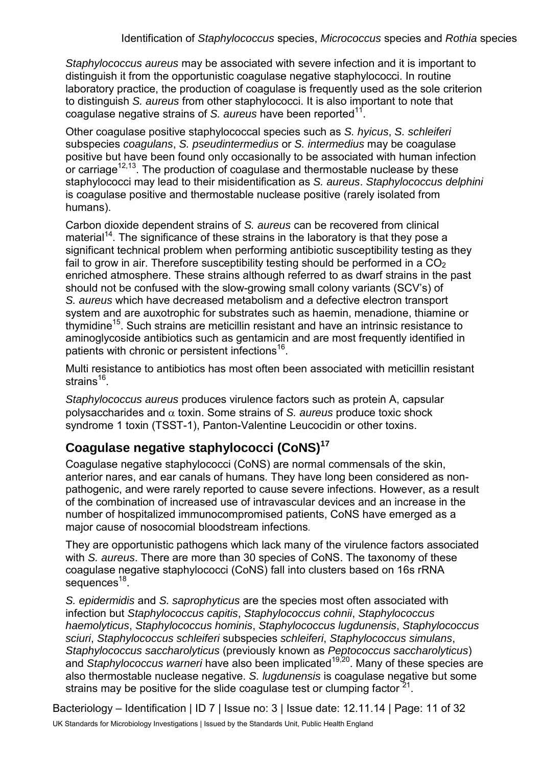*Staphylococcus aureus* may be associated with severe infection and it is important to distinguish it from the opportunistic coagulase negative staphylococci. In routine laboratory practice, the production of coagulase is frequently used as the sole criterion to distinguish *S. aureus* from other staphylococci. It is also important to note that coagulase negative strains of *S. aureus* have been reported[11].

Other coagulase positive staphylococcal species such as *S. hyicus*, *S. schleiferi* subspecies *coagulans*, *S. pseudintermedius* or *S. intermedius* may be coagulase positive but have been found only occasionally to be associated with human infection or carriage[12,13]. The production of coagulase and thermostable nuclease by these staphylococci may lead to their misidentification as *S. aureus*. *Staphylococcus delphini* is coagulase positive and thermostable nuclease positive (rarely isolated from humans).

Carbon dioxide dependent strains of *S. aureus* can be recovered from clinical material[14]. The significance of these strains in the laboratory is that they pose a significant technical problem when performing antibiotic susceptibility testing as they fail to grow in air. Therefore susceptibility testing should be performed in a $CO_2$ enriched atmosphere. These strains although referred to as dwarf strains in the past should not be confused with the slow-growing small colony variants (SCV's) of *S. aureus* which have decreased metabolism and a defective electron transport system and are auxotrophic for substrates such as haemin, menadione, thiamine or thymidine[15]. Such strains are meticillin resistant and have an intrinsic resistance to aminoglycoside antibiotics such as gentamicin and are most frequently identified in patients with chronic or persistent infections[16].

Multi resistance to antibiotics has most often been associated with meticillin resistant strains[16].

*Staphylococcus aureus* produces virulence factors such as protein A, capsular polysaccharides and $\alpha$ toxin. Some strains of *S. aureus* produce toxic shock syndrome 1 toxin (TSST-1), Panton-Valentine Leucocidin or other toxins.

## Coagulase negative staphylococci (CoNS)[17]

Coagulase negative staphylococci (CoNS) are normal commensals of the skin, anterior nares, and ear canals of humans. They have long been considered as non-pathogenic, and were rarely reported to cause severe infections. However, as a result of the combination of increased use of intravascular devices and an increase in the number of hospitalized immunocompromised patients, CoNS have emerged as a major cause of nosocomial bloodstream infections.

They are opportunistic pathogens which lack many of the virulence factors associated with *S. aureus*. There are more than 30 species of CoNS. The taxonomy of these coagulase negative staphylococci (CoNS) fall into clusters based on 16s rRNA sequences[18].

*S. epidermidis* and *S. saprophyticus* are the species most often associated with infection but *Staphylococcus capitis*, *Staphylococcus cohnii*, *Staphylococcus haemolyticus*, *Staphylococcus hominis*, *Staphylococcus lugdunensis*, *Staphylococcus sciuri*, *Staphylococcus schleiferi* subspecies *schleiferi*, *Staphylococcus simulans*, *Staphylococcus saccharolyticus* (previously known as *Peptococcus saccharolyticus*) and *Staphylococcus warneri* have also been implicated[19,20]. Many of these species are also thermostable nuclease negative. *S. lugdunensis* is coagulase negative but some strains may be positive for the slide coagulase test or clumping factor [21].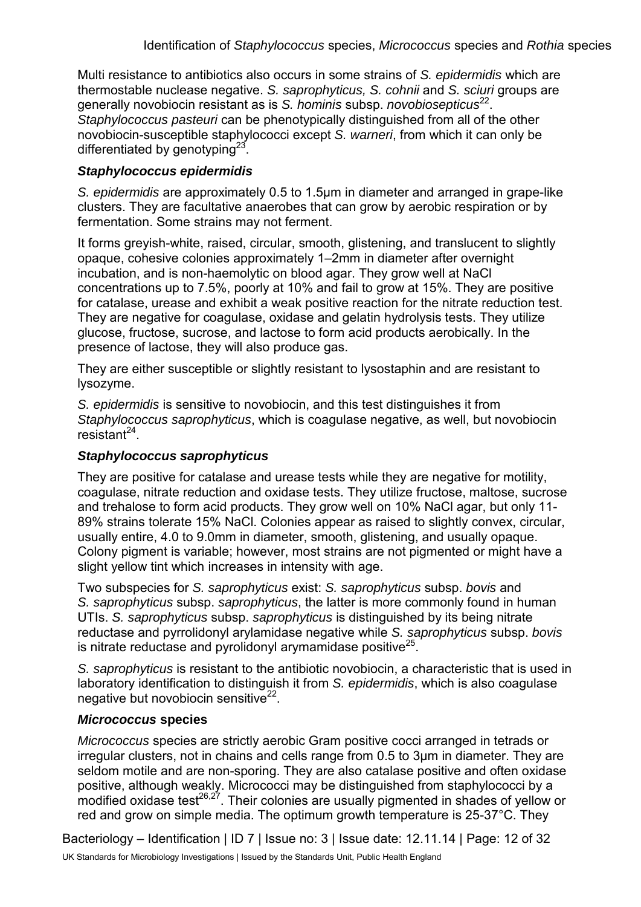Multi resistance to antibiotics also occurs in some strains of *S. epidermidis* which are thermostable nuclease negative. *S. saprophyticus, S. cohnii* and *S. sciuri* groups are generally novobiocin resistant as is *S. hominis* subsp. *novobiosepticus*[22]. *Staphylococcus pasteuri* can be phenotypically distinguished from all of the other novobiocin-susceptible staphylococci except *S. warneri*, from which it can only be differentiated by genotyping[23].

### *Staphylococcus epidermidis*

*S. epidermidis* are approximately 0.5 to 1.5μm in diameter and arranged in grape-like clusters. They are facultative anaerobes that can grow by aerobic respiration or by fermentation. Some strains may not ferment.

It forms greyish-white, raised, circular, smooth, glistening, and translucent to slightly opaque, cohesive colonies approximately 1–2mm in diameter after overnight incubation, and is non-haemolytic on blood agar. They grow well at NaCl concentrations up to 7.5%, poorly at 10% and fail to grow at 15%. They are positive for catalase, urease and exhibit a weak positive reaction for the nitrate reduction test. They are negative for coagulase, oxidase and gelatin hydrolysis tests. They utilize glucose, fructose, sucrose, and lactose to form acid products aerobically. In the presence of lactose, they will also produce gas.

They are either susceptible or slightly resistant to lysostaphin and are resistant to lysozyme.

*S. epidermidis* is sensitive to novobiocin, and this test distinguishes it from *Staphylococcus saprophyticus*, which is coagulase negative, as well, but novobiocin resistant[24].

### *Staphylococcus saprophyticus*

They are positive for catalase and urease tests while they are negative for motility, coagulase, nitrate reduction and oxidase tests. They utilize fructose, maltose, sucrose and trehalose to form acid products. They grow well on 10% NaCl agar, but only 11-89% strains tolerate 15% NaCl. Colonies appear as raised to slightly convex, circular, usually entire, 4.0 to 9.0mm in diameter, smooth, glistening, and usually opaque. Colony pigment is variable; however, most strains are not pigmented or might have a slight yellow tint which increases in intensity with age.

Two subspecies for *S. saprophyticus* exist: *S. saprophyticus* subsp. *bovis* and *S. saprophyticus* subsp. *saprophyticus*, the latter is more commonly found in human UTIs. *S. saprophyticus* subsp. *saprophyticus* is distinguished by its being nitrate reductase and pyrrolidonyl arylamidase negative while *S. saprophyticus* subsp. *bovis* is nitrate reductase and pyrolidonyl arymamidase positive[25].

*S. saprophyticus* is resistant to the antibiotic novobiocin, a characteristic that is used in laboratory identification to distinguish it from *S. epidermidis*, which is also coagulase negative but novobiocin sensitive[22].

### *Micrococcus* species

*Micrococcus* species are strictly aerobic Gram positive cocci arranged in tetrads or irregular clusters, not in chains and cells range from 0.5 to 3μm in diameter. They are seldom motile and are non-sporing. They are also catalase positive and often oxidase positive, although weakly. Micrococci may be distinguished from staphylococci by a modified oxidase test[26,27]. Their colonies are usually pigmented in shades of yellow or red and grow on simple media. The optimum growth temperature is 25-37°C. They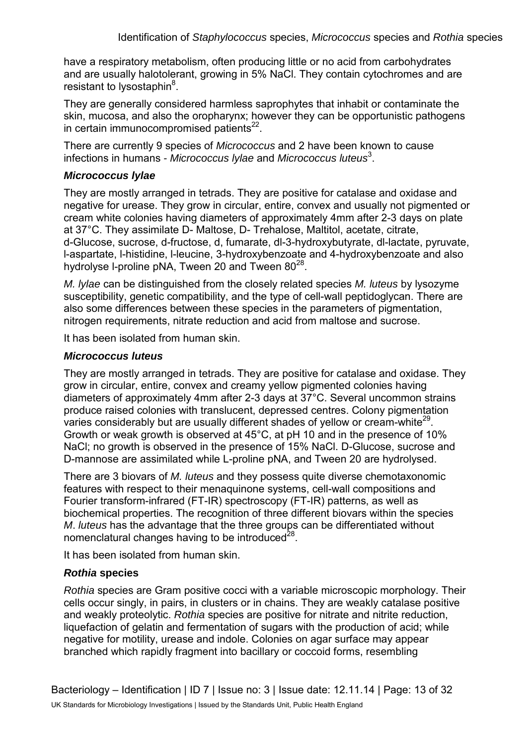have a respiratory metabolism, often producing little or no acid from carbohydrates and are usually halotolerant, growing in 5% NaCl. They contain cytochromes and are resistant to lysostaphin[8].

They are generally considered harmless saprophytes that inhabit or contaminate the skin, mucosa, and also the oropharynx; however they can be opportunistic pathogens in certain immunocompromised patients[22].

There are currently 9 species of *Micrococcus* and 2 have been known to cause infections in humans - *Micrococcus lylae* and *Micrococcus luteus*[3].

***Micrococcus lylae***

They are mostly arranged in tetrads. They are positive for catalase and oxidase and negative for urease. They grow in circular, entire, convex and usually not pigmented or cream white colonies having diameters of approximately 4mm after 2-3 days on plate at 37°C. They assimilate D- Maltose, D- Trehalose, Maltitol, acetate, citrate, d-Glucose, sucrose, d-fructose, d, fumarate, dl-3-hydroxybutyrate, dl-lactate, pyruvate, l-aspartate, l-histidine, l-leucine, 3-hydroxybenzoate and 4-hydroxybenzoate and also hydrolyse l-proline pNA, Tween 20 and Tween 80[28].

*M. lylae* can be distinguished from the closely related species *M. luteus* by lysozyme susceptibility, genetic compatibility, and the type of cell-wall peptidoglycan. There are also some differences between these species in the parameters of pigmentation, nitrogen requirements, nitrate reduction and acid from maltose and sucrose.

It has been isolated from human skin.

***Micrococcus luteus***

They are mostly arranged in tetrads. They are positive for catalase and oxidase. They grow in circular, entire, convex and creamy yellow pigmented colonies having diameters of approximately 4mm after 2-3 days at 37°C. Several uncommon strains produce raised colonies with translucent, depressed centres. Colony pigmentation varies considerably but are usually different shades of yellow or cream-white[29]. Growth or weak growth is observed at 45°C, at pH 10 and in the presence of 10% NaCl; no growth is observed in the presence of 15% NaCl. D-Glucose, sucrose and D-mannose are assimilated while L-proline pNA, and Tween 20 are hydrolysed.

There are 3 biovars of *M. luteus* and they possess quite diverse chemotaxonomic features with respect to their menaquinone systems, cell-wall compositions and Fourier transform-infrared (FT-IR) spectroscopy (FT-IR) patterns, as well as biochemical properties. The recognition of three different biovars within the species *M*. *luteus* has the advantage that the three groups can be differentiated without nomenclatural changes having to be introduced[28].

It has been isolated from human skin.

***Rothia* species**

*Rothia* species are Gram positive cocci with a variable microscopic morphology. Their cells occur singly, in pairs, in clusters or in chains. They are weakly catalase positive and weakly proteolytic. *Rothia* species are positive for nitrate and nitrite reduction, liquefaction of gelatin and fermentation of sugars with the production of acid; while negative for motility, urease and indole. Colonies on agar surface may appear branched which rapidly fragment into bacillary or coccoid forms, resembling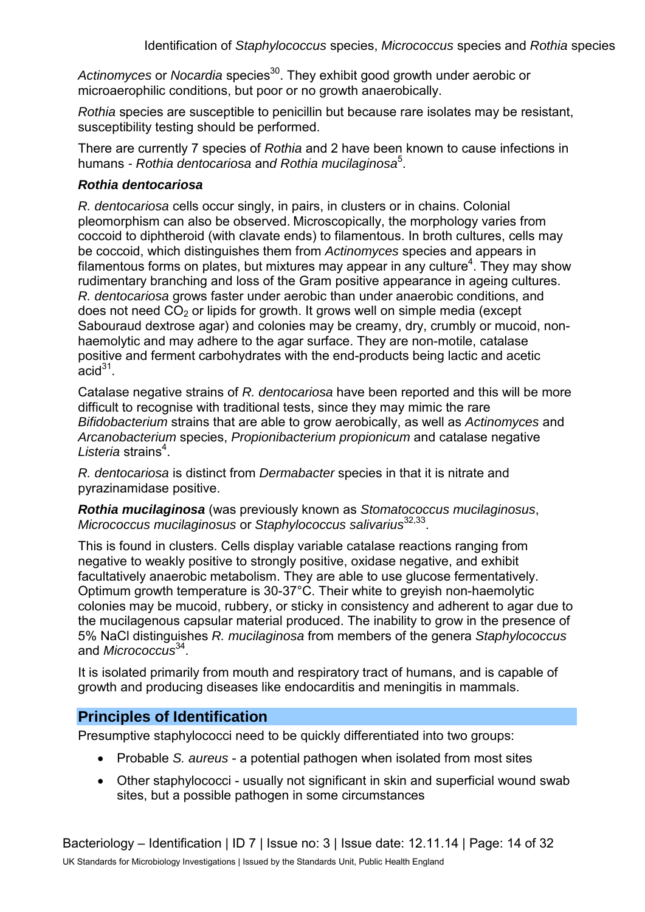*Actinomyces* or *Nocardia* species[30]. They exhibit good growth under aerobic or microaerophilic conditions, but poor or no growth anaerobically.

*Rothia* species are susceptible to penicillin but because rare isolates may be resistant, susceptibility testing should be performed.

There are currently 7 species of *Rothia* and 2 have been known to cause infections in humans - *Rothia dentocariosa* and *Rothia mucilaginosa*[5].

### *Rothia dentocariosa*

*R. dentocariosa* cells occur singly, in pairs, in clusters or in chains. Colonial pleomorphism can also be observed. Microscopically, the morphology varies from coccoid to diphtheroid (with clavate ends) to filamentous. In broth cultures, cells may be coccoid, which distinguishes them from *Actinomyces* species and appears in filamentous forms on plates, but mixtures may appear in any culture[4]. They may show rudimentary branching and loss of the Gram positive appearance in ageing cultures. *R. dentocariosa* grows faster under aerobic than under anaerobic conditions, and does not need $CO_2$ or lipids for growth. It grows well on simple media (except Sabouraud dextrose agar) and colonies may be creamy, dry, crumbly or mucoid, non-haemolytic and may adhere to the agar surface. They are non-motile, catalase positive and ferment carbohydrates with the end-products being lactic and acetic acid[31].

Catalase negative strains of *R. dentocariosa* have been reported and this will be more difficult to recognise with traditional tests, since they may mimic the rare *Bifidobacterium* strains that are able to grow aerobically, as well as *Actinomyces* and *Arcanobacterium* species, *Propionibacterium propionicum* and catalase negative *Listeria* strains[4].

*R. dentocariosa* is distinct from *Dermabacter* species in that it is nitrate and pyrazinamidase positive.

***Rothia mucilaginosa*** (was previously known as *Stomatococcus mucilaginosus*, *Micrococcus mucilaginosus* or *Staphylococcus salivarius*[32,33].

This is found in clusters. Cells display variable catalase reactions ranging from negative to weakly positive to strongly positive, oxidase negative, and exhibit facultatively anaerobic metabolism. They are able to use glucose fermentatively. Optimum growth temperature is 30-37°C. Their white to greyish non-haemolytic colonies may be mucoid, rubbery, or sticky in consistency and adherent to agar due to the mucilagenous capsular material produced. The inability to grow in the presence of 5% NaCl distinguishes *R. mucilaginosa* from members of the genera *Staphylococcus* and *Micrococcus*[34].

It is isolated primarily from mouth and respiratory tract of humans, and is capable of growth and producing diseases like endocarditis and meningitis in mammals.

## Principles of Identification

Presumptive staphylococci need to be quickly differentiated into two groups:

- Probable *S. aureus* - a potential pathogen when isolated from most sites
- Other staphylococci - usually not significant in skin and superficial wound swab sites, but a possible pathogen in some circumstances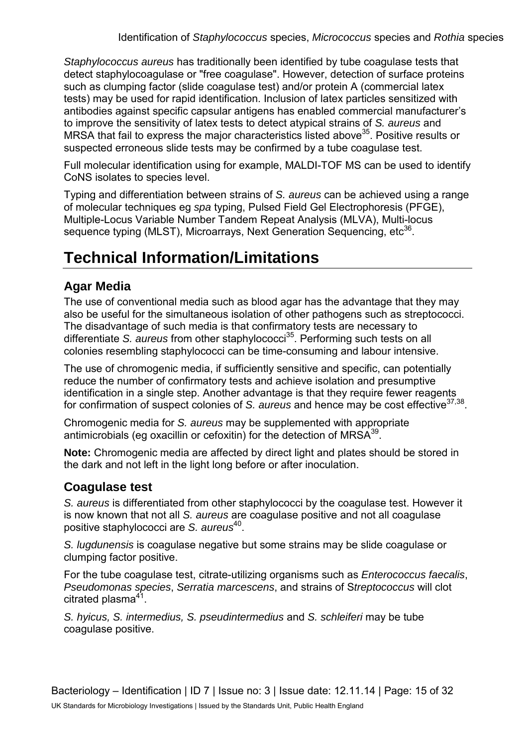*Staphylococcus aureus* has traditionally been identified by tube coagulase tests that detect staphylocoagulase or "free coagulase". However, detection of surface proteins such as clumping factor (slide coagulase test) and/or protein A (commercial latex tests) may be used for rapid identification. Inclusion of latex particles sensitized with antibodies against specific capsular antigens has enabled commercial manufacturer's to improve the sensitivity of latex tests to detect atypical strains of *S. aureus* and MRSA that fail to express the major characteristics listed above[35]. Positive results or suspected erroneous slide tests may be confirmed by a tube coagulase test.

Full molecular identification using for example, MALDI-TOF MS can be used to identify CoNS isolates to species level.

Typing and differentiation between strains of *S. aureus* can be achieved using a range of molecular techniques eg *spa* typing, Pulsed Field Gel Electrophoresis (PFGE), Multiple-Locus Variable Number Tandem Repeat Analysis (MLVA), Multi-locus sequence typing (MLST), Microarrays, Next Generation Sequencing, etc[36].

# Technical Information/Limitations

## Agar Media

The use of conventional media such as blood agar has the advantage that they may also be useful for the simultaneous isolation of other pathogens such as streptococci. The disadvantage of such media is that confirmatory tests are necessary to differentiate *S. aureus* from other staphylococci[35]. Performing such tests on all colonies resembling staphylococci can be time-consuming and labour intensive.

The use of chromogenic media, if sufficiently sensitive and specific, can potentially reduce the number of confirmatory tests and achieve isolation and presumptive identification in a single step. Another advantage is that they require fewer reagents for confirmation of suspect colonies of *S. aureus* and hence may be cost effective[37,38].

Chromogenic media for *S. aureus* may be supplemented with appropriate antimicrobials (eg oxacillin or cefoxitin) for the detection of MRSA[39].

**Note:** Chromogenic media are affected by direct light and plates should be stored in the dark and not left in the light long before or after inoculation.

## Coagulase test

*S. aureus* is differentiated from other staphylococci by the coagulase test. However it is now known that not all *S. aureus* are coagulase positive and not all coagulase positive staphylococci are *S. aureus*[40].

*S. lugdunensis* is coagulase negative but some strains may be slide coagulase or clumping factor positive.

For the tube coagulase test, citrate-utilizing organisms such as *Enterococcus faecalis*, *Pseudomonas species*, *Serratia marcescens*, and strains of S*treptococcus* will clot citrated plasma[41].

*S. hyicus, S. intermedius, S. pseudintermedius* and *S. schleiferi* may be tube coagulase positive.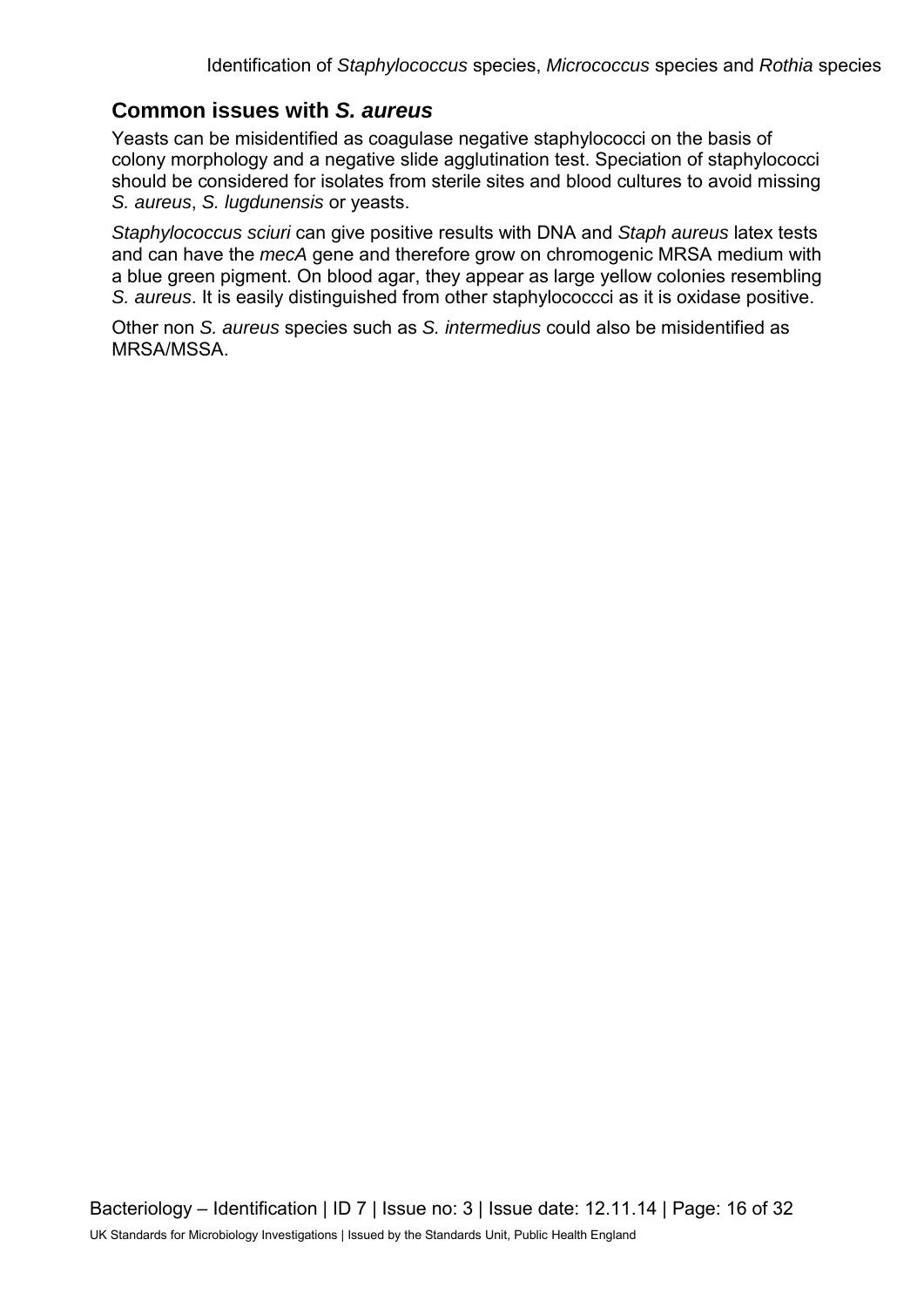## Common issues with *S. aureus*

Yeasts can be misidentified as coagulase negative staphylococci on the basis of colony morphology and a negative slide agglutination test. Speciation of staphylococci should be considered for isolates from sterile sites and blood cultures to avoid missing *S. aureus*, *S. lugdunensis* or yeasts.

*Staphylococcus sciuri* can give positive results with DNA and *Staph aureus* latex tests and can have the *mecA* gene and therefore grow on chromogenic MRSA medium with a blue green pigment. On blood agar, they appear as large yellow colonies resembling *S. aureus*. It is easily distinguished from other staphylococcci as it is oxidase positive.

Other non *S. aureus* species such as *S. intermedius* could also be misidentified as MRSA/MSSA.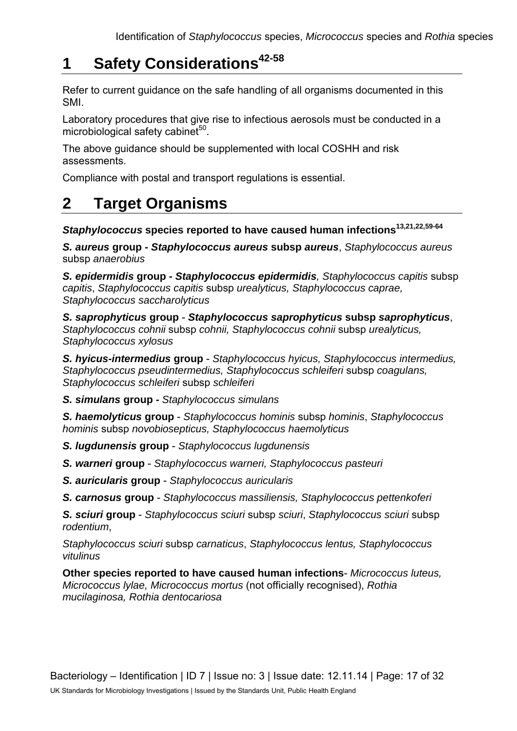# 1 Safety Considerations[42-58]

Refer to current guidance on the safe handling of all organisms documented in this SMI.

Laboratory procedures that give rise to infectious aerosols must be conducted in a microbiological safety cabinet[50].

The above guidance should be supplemented with local COSHH and risk assessments.

Compliance with postal and transport regulations is essential.

# 2 Target Organisms

***Staphylococcus* species reported to have caused human infections[13,21,22,59-64]**

***S. aureus* group - *Staphylococcus aureus* subsp *aureus***, *Staphylococcus aureus* subsp *anaerobius*

***S. epidermidis* group - *Staphylococcus epidermidis***, *Staphylococcus capitis* subsp *capitis*, *Staphylococcus capitis* subsp *urealyticus, Staphylococcus caprae, Staphylococcus saccharolyticus*

***S. saprophyticus* group** - ***Staphylococcus saprophyticus* subsp *saprophyticus***, *Staphylococcus cohnii* subsp *cohnii, Staphylococcus cohnii* subsp *urealyticus, Staphylococcus xylosus*

***S. hyicus-intermedius* group** - *Staphylococcus hyicus, Staphylococcus intermedius, Staphylococcus pseudintermedius, Staphylococcus schleiferi* subsp *coagulans, Staphylococcus schleiferi* subsp *schleiferi*

***S. simulans* group -** *Staphylococcus simulans*

***S. haemolyticus* group** - *Staphylococcus hominis* subsp *hominis*, *Staphylococcus hominis* subsp *novobiosepticus, Staphylococcus haemolyticus*

***S. lugdunensis* group** - *Staphylococcus lugdunensis*

***S. warneri* group** - *Staphylococcus warneri, Staphylococcus pasteuri*

***S. auricularis* group** - *Staphylococcus auricularis*

***S. carnosus* group** - *Staphylococcus massiliensis, Staphylococcus pettenkoferi*

***S. sciuri* group** - *Staphylococcus sciuri* subsp *sciuri*, *Staphylococcus sciuri* subsp *rodentium*,

*Staphylococcus sciuri* subsp *carnaticus*, *Staphylococcus lentus, Staphylococcus vitulinus*

**Other species reported to have caused human infections**- *Micrococcus luteus, Micrococcus lylae, Micrococcus mortus* (not officially recognised), *Rothia mucilaginosa, Rothia dentocariosa*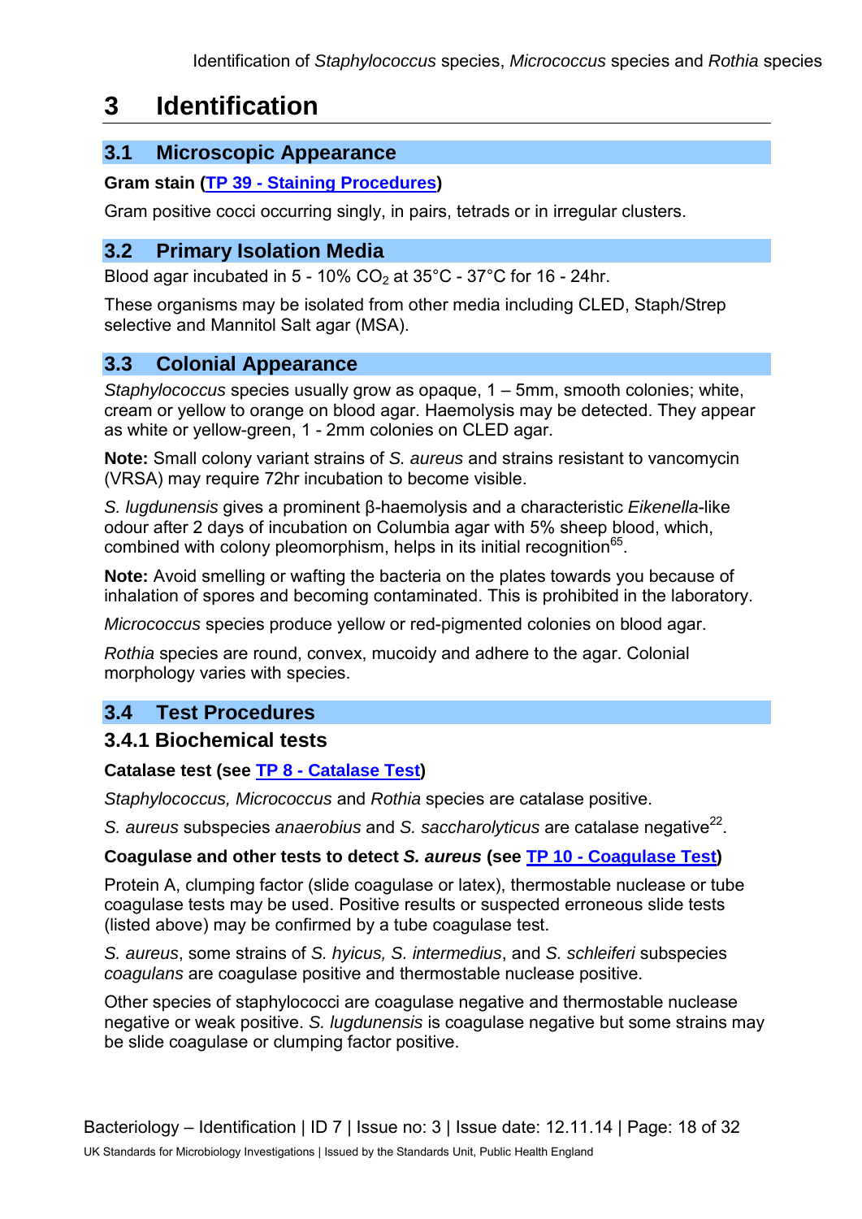# 3 Identification

## 3.1 Microscopic Appearance

**Gram stain (TP 39 - Staining Procedures)**

Gram positive cocci occurring singly, in pairs, tetrads or in irregular clusters.

## 3.2 Primary Isolation Media

Blood agar incubated in 5 - 10% $CO_2$ at 35°C - 37°C for 16 - 24hr.

These organisms may be isolated from other media including CLED, Staph/Strep selective and Mannitol Salt agar (MSA).

## 3.3 Colonial Appearance

*Staphylococcus* species usually grow as opaque, 1 – 5mm, smooth colonies; white, cream or yellow to orange on blood agar. Haemolysis may be detected. They appear as white or yellow-green, 1 - 2mm colonies on CLED agar.

**Note:** Small colony variant strains of *S. aureus* and strains resistant to vancomycin (VRSA) may require 72hr incubation to become visible.

*S. lugdunensis* gives a prominent β-haemolysis and a characteristic *Eikenella*-like odour after 2 days of incubation on Columbia agar with 5% sheep blood, which, combined with colony pleomorphism, helps in its initial recognition[65].

**Note:** Avoid smelling or wafting the bacteria on the plates towards you because of inhalation of spores and becoming contaminated. This is prohibited in the laboratory.

*Micrococcus* species produce yellow or red-pigmented colonies on blood agar.

*Rothia* species are round, convex, mucoidy and adhere to the agar. Colonial morphology varies with species.

## 3.4 Test Procedures

### 3.4.1 Biochemical tests

**Catalase test (see TP 8 - Catalase Test)**

*Staphylococcus, Micrococcus* and *Rothia* species are catalase positive.

*S. aureus* subspecies *anaerobius* and *S. saccharolyticus* are catalase negative[22].

**Coagulase and other tests to detect *S. aureus* (see TP 10 - Coagulase Test)**

Protein A, clumping factor (slide coagulase or latex), thermostable nuclease or tube coagulase tests may be used. Positive results or suspected erroneous slide tests (listed above) may be confirmed by a tube coagulase test.

*S. aureus*, some strains of *S. hyicus, S. intermedius*, and *S. schleiferi* subspecies *coagulans* are coagulase positive and thermostable nuclease positive.

Other species of staphylococci are coagulase negative and thermostable nuclease negative or weak positive. *S. lugdunensis* is coagulase negative but some strains may be slide coagulase or clumping factor positive.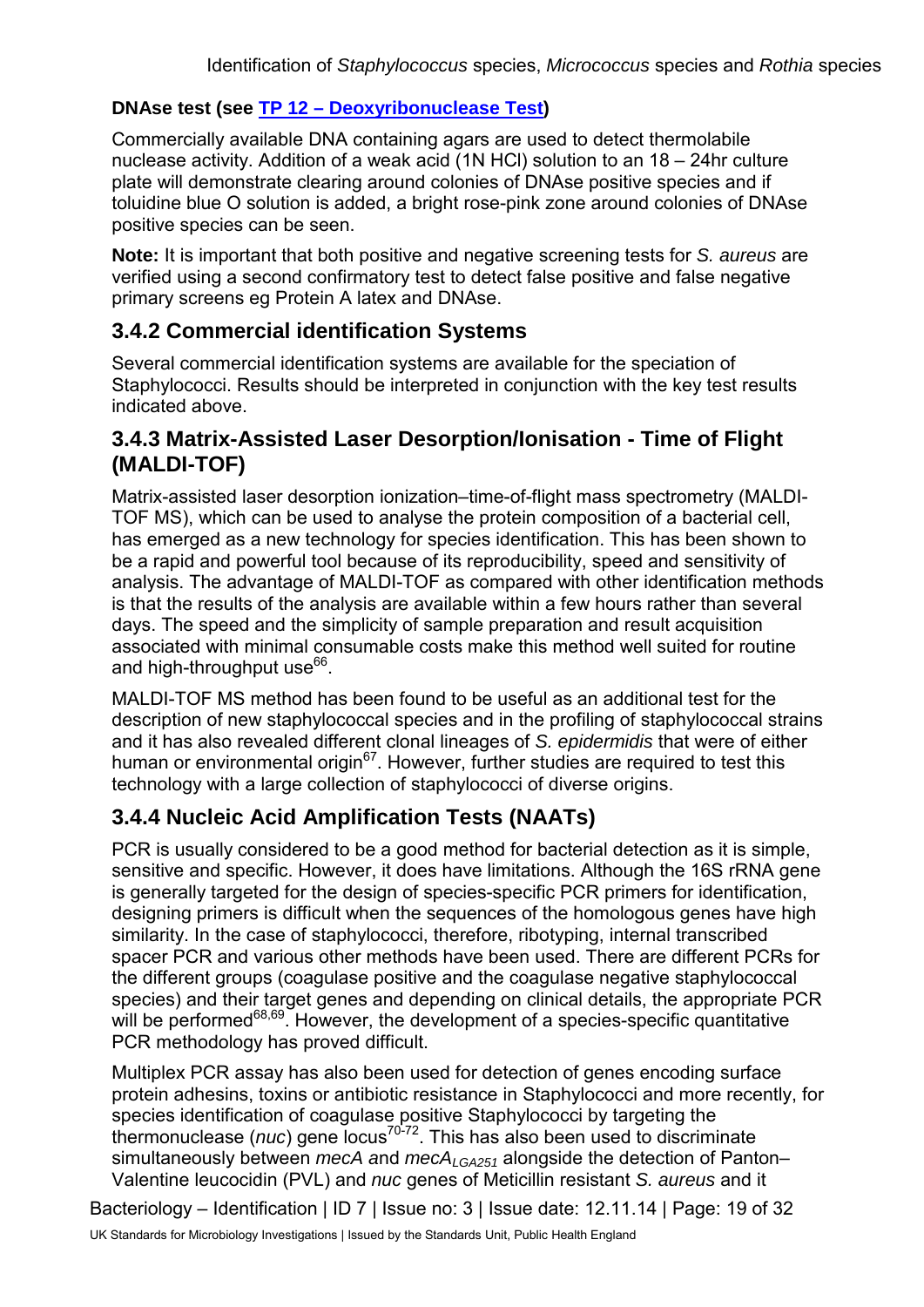**DNAse test (see TP 12 – Deoxyribonuclease Test)**

Commercially available DNA containing agars are used to detect thermolabile nuclease activity. Addition of a weak acid (1N HCl) solution to an 18 – 24hr culture plate will demonstrate clearing around colonies of DNAse positive species and if toluidine blue O solution is added, a bright rose-pink zone around colonies of DNAse positive species can be seen.

**Note:** It is important that both positive and negative screening tests for *S. aureus* are verified using a second confirmatory test to detect false positive and false negative primary screens eg Protein A latex and DNAse.

### 3.4.2 Commercial identification Systems

Several commercial identification systems are available for the speciation of Staphylococci. Results should be interpreted in conjunction with the key test results indicated above.

### 3.4.3 Matrix-Assisted Laser Desorption/Ionisation - Time of Flight (MALDI-TOF)

Matrix-assisted laser desorption ionization–time-of-flight mass spectrometry (MALDI-TOF MS), which can be used to analyse the protein composition of a bacterial cell, has emerged as a new technology for species identification. This has been shown to be a rapid and powerful tool because of its reproducibility, speed and sensitivity of analysis. The advantage of MALDI-TOF as compared with other identification methods is that the results of the analysis are available within a few hours rather than several days. The speed and the simplicity of sample preparation and result acquisition associated with minimal consumable costs make this method well suited for routine and high-throughput use[66].

MALDI-TOF MS method has been found to be useful as an additional test for the description of new staphylococcal species and in the profiling of staphylococcal strains and it has also revealed different clonal lineages of *S. epidermidis* that were of either human or environmental origin[67]. However, further studies are required to test this technology with a large collection of staphylococci of diverse origins.

### 3.4.4 Nucleic Acid Amplification Tests (NAATs)

PCR is usually considered to be a good method for bacterial detection as it is simple, sensitive and specific. However, it does have limitations. Although the 16S rRNA gene is generally targeted for the design of species-specific PCR primers for identification, designing primers is difficult when the sequences of the homologous genes have high similarity. In the case of staphylococci, therefore, ribotyping, internal transcribed spacer PCR and various other methods have been used. There are different PCRs for the different groups (coagulase positive and the coagulase negative staphylococcal species) and their target genes and depending on clinical details, the appropriate PCR will be performed[68,69]. However, the development of a species-specific quantitative PCR methodology has proved difficult.

Multiplex PCR assay has also been used for detection of genes encoding surface protein adhesins, toxins or antibiotic resistance in Staphylococci and more recently, for species identification of coagulase positive Staphylococci by targeting the thermonuclease (*nuc*) gene locus[70-72]. This has also been used to discriminate simultaneously between *mecA* and $mecA_{LGA251}$ alongside the detection of Panton–Valentine leucocidin (PVL) and *nuc* genes of Meticillin resistant *S. aureus* and it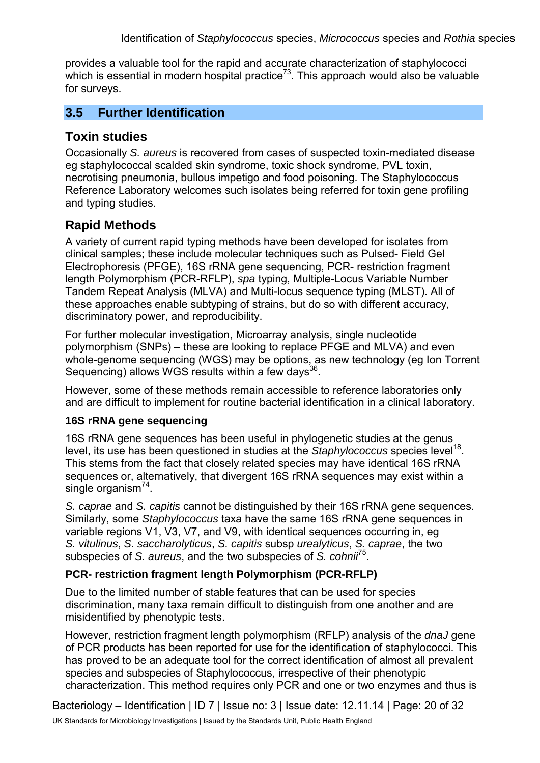provides a valuable tool for the rapid and accurate characterization of staphylococci which is essential in modern hospital practice[73]. This approach would also be valuable for surveys.

## 3.5 Further Identification

### Toxin studies

Occasionally *S. aureus* is recovered from cases of suspected toxin-mediated disease eg staphylococcal scalded skin syndrome, toxic shock syndrome, PVL toxin, necrotising pneumonia, bullous impetigo and food poisoning. The Staphylococcus Reference Laboratory welcomes such isolates being referred for toxin gene profiling and typing studies.

### Rapid Methods

A variety of current rapid typing methods have been developed for isolates from clinical samples; these include molecular techniques such as Pulsed- Field Gel Electrophoresis (PFGE), 16S rRNA gene sequencing, PCR- restriction fragment length Polymorphism (PCR-RFLP), *spa* typing, Multiple-Locus Variable Number Tandem Repeat Analysis (MLVA) and Multi-locus sequence typing (MLST). All of these approaches enable subtyping of strains, but do so with different accuracy, discriminatory power, and reproducibility.

For further molecular investigation, Microarray analysis, single nucleotide polymorphism (SNPs) – these are looking to replace PFGE and MLVA) and even whole-genome sequencing (WGS) may be options, as new technology (eg Ion Torrent Sequencing) allows WGS results within a few days[36].

However, some of these methods remain accessible to reference laboratories only and are difficult to implement for routine bacterial identification in a clinical laboratory.

#### 16S rRNA gene sequencing

16S rRNA gene sequences has been useful in phylogenetic studies at the genus level, its use has been questioned in studies at the *Staphylococcus* species level[18]. This stems from the fact that closely related species may have identical 16S rRNA sequences or, alternatively, that divergent 16S rRNA sequences may exist within a single organism[74].

*S. caprae* and *S. capitis* cannot be distinguished by their 16S rRNA gene sequences. Similarly, some *Staphylococcus* taxa have the same 16S rRNA gene sequences in variable regions V1, V3, V7, and V9, with identical sequences occurring in, eg *S. vitulinus*, *S. saccharolyticus*, *S. capitis* subsp *urealyticus*, *S. caprae*, the two subspecies of *S. aureus*, and the two subspecies of *S. cohnii*[75].

#### PCR- restriction fragment length Polymorphism (PCR-RFLP)

Due to the limited number of stable features that can be used for species discrimination, many taxa remain difficult to distinguish from one another and are misidentified by phenotypic tests.

However, restriction fragment length polymorphism (RFLP) analysis of the *dnaJ* gene of PCR products has been reported for use for the identification of staphylococci. This has proved to be an adequate tool for the correct identification of almost all prevalent species and subspecies of Staphylococcus, irrespective of their phenotypic characterization. This method requires only PCR and one or two enzymes and thus is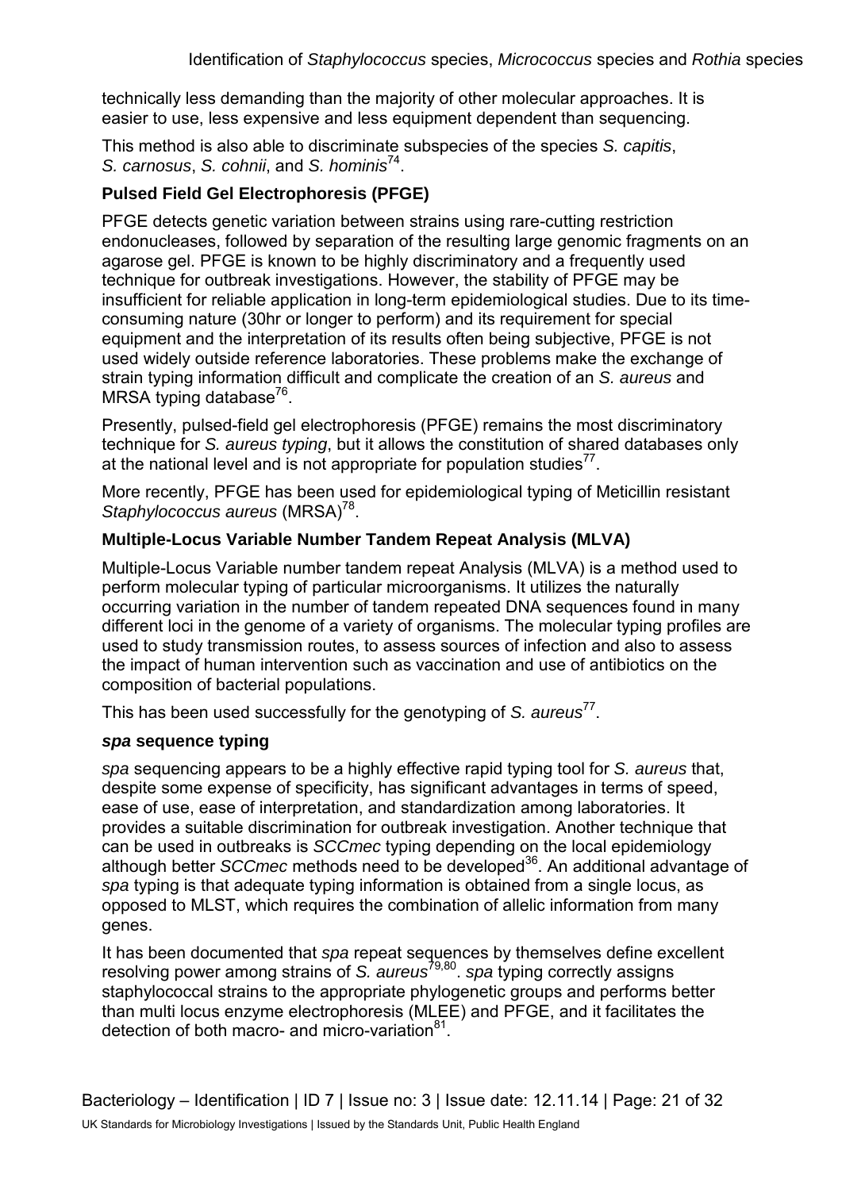technically less demanding than the majority of other molecular approaches. It is easier to use, less expensive and less equipment dependent than sequencing.

This method is also able to discriminate subspecies of the species *S. capitis*, *S. carnosus*, *S. cohnii*, and *S. hominis*[74].

**Pulsed Field Gel Electrophoresis (PFGE)**

PFGE detects genetic variation between strains using rare-cutting restriction endonucleases, followed by separation of the resulting large genomic fragments on an agarose gel. PFGE is known to be highly discriminatory and a frequently used technique for outbreak investigations. However, the stability of PFGE may be insufficient for reliable application in long-term epidemiological studies. Due to its time-consuming nature (30hr or longer to perform) and its requirement for special equipment and the interpretation of its results often being subjective, PFGE is not used widely outside reference laboratories. These problems make the exchange of strain typing information difficult and complicate the creation of an *S. aureus* and MRSA typing database[76].

Presently, pulsed-field gel electrophoresis (PFGE) remains the most discriminatory technique for *S. aureus typing*, but it allows the constitution of shared databases only at the national level and is not appropriate for population studies[77].

More recently, PFGE has been used for epidemiological typing of Meticillin resistant *Staphylococcus aureus* (MRSA)[78].

**Multiple-Locus Variable Number Tandem Repeat Analysis (MLVA)**

Multiple-Locus Variable number tandem repeat Analysis (MLVA) is a method used to perform molecular typing of particular microorganisms. It utilizes the naturally occurring variation in the number of tandem repeated DNA sequences found in many different loci in the genome of a variety of organisms. The molecular typing profiles are used to study transmission routes, to assess sources of infection and also to assess the impact of human intervention such as vaccination and use of antibiotics on the composition of bacterial populations.

This has been used successfully for the genotyping of *S. aureus*[77].

***spa* sequence typing**

*spa* sequencing appears to be a highly effective rapid typing tool for *S. aureus* that, despite some expense of specificity, has significant advantages in terms of speed, ease of use, ease of interpretation, and standardization among laboratories. It provides a suitable discrimination for outbreak investigation. Another technique that can be used in outbreaks is *SCCmec* typing depending on the local epidemiology although better *SCCmec* methods need to be developed[36]. An additional advantage of *spa* typing is that adequate typing information is obtained from a single locus, as opposed to MLST, which requires the combination of allelic information from many genes.

It has been documented that *spa* repeat sequences by themselves define excellent resolving power among strains of *S. aureus*[79,80]. *spa* typing correctly assigns staphylococcal strains to the appropriate phylogenetic groups and performs better than multi locus enzyme electrophoresis (MLEE) and PFGE, and it facilitates the detection of both macro- and micro-variation[81].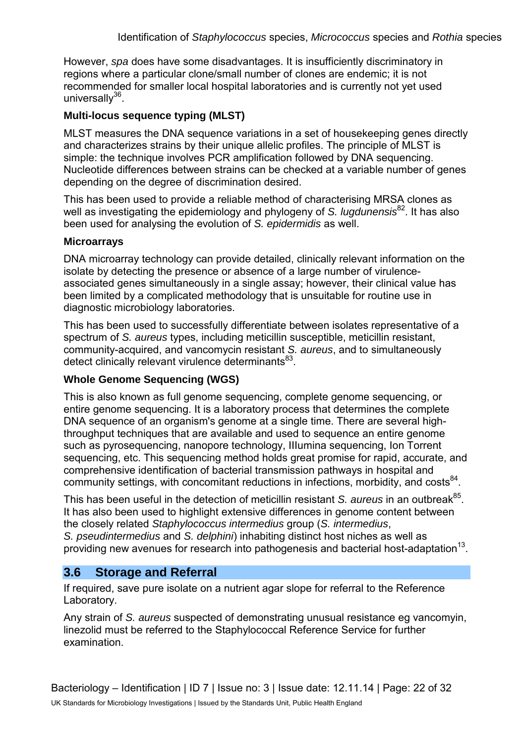However, *spa* does have some disadvantages. It is insufficiently discriminatory in regions where a particular clone/small number of clones are endemic; it is not recommended for smaller local hospital laboratories and is currently not yet used universally[36].

**Multi-locus sequence typing (MLST)**

MLST measures the DNA sequence variations in a set of housekeeping genes directly and characterizes strains by their unique allelic profiles. The principle of MLST is simple: the technique involves PCR amplification followed by DNA sequencing. Nucleotide differences between strains can be checked at a variable number of genes depending on the degree of discrimination desired.

This has been used to provide a reliable method of characterising MRSA clones as well as investigating the epidemiology and phylogeny of *S. lugdunensis*[82]. It has also been used for analysing the evolution of *S. epidermidis* as well.

**Microarrays**

DNA microarray technology can provide detailed, clinically relevant information on the isolate by detecting the presence or absence of a large number of virulence-associated genes simultaneously in a single assay; however, their clinical value has been limited by a complicated methodology that is unsuitable for routine use in diagnostic microbiology laboratories.

This has been used to successfully differentiate between isolates representative of a spectrum of *S. aureus* types, including meticillin susceptible, meticillin resistant, community-acquired, and vancomycin resistant *S. aureus*, and to simultaneously detect clinically relevant virulence determinants[83].

**Whole Genome Sequencing (WGS)**

This is also known as full genome sequencing, complete genome sequencing, or entire genome sequencing. It is a laboratory process that determines the complete DNA sequence of an organism's genome at a single time. There are several high-throughput techniques that are available and used to sequence an entire genome such as pyrosequencing, nanopore technology, IIlumina sequencing, Ion Torrent sequencing, etc. This sequencing method holds great promise for rapid, accurate, and comprehensive identification of bacterial transmission pathways in hospital and community settings, with concomitant reductions in infections, morbidity, and costs[84].

This has been useful in the detection of meticillin resistant *S. aureus* in an outbreak[85]. It has also been used to highlight extensive differences in genome content between the closely related *Staphylococcus intermedius* group (*S. intermedius*, *S. pseudintermedius* and *S. delphini*) inhabiting distinct host niches as well as providing new avenues for research into pathogenesis and bacterial host-adaptation[13].

## 3.6 Storage and Referral

If required, save pure isolate on a nutrient agar slope for referral to the Reference Laboratory.

Any strain of *S. aureus* suspected of demonstrating unusual resistance eg vancomyin, linezolid must be referred to the Staphylococcal Reference Service for further examination.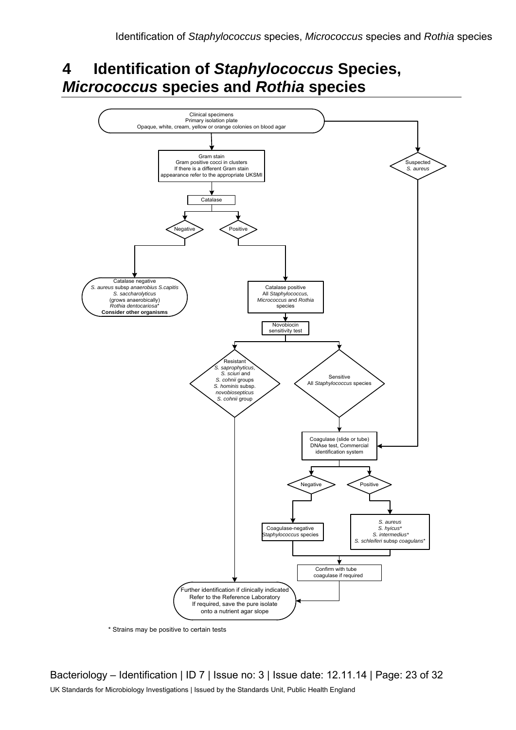# 4 Identification of *Staphylococcus* Species, *Micrococcus* species and *Rothia* species

Clinical specimens
Primary isolation plate
Opaque, white, cream, yellow or orange colonies on blood agar

Suspected *S. aureus*

Gram stain
Gram positive cocci in clusters
If there is a different Gram stain appearance refer to the appropriate UKSMI

Catalase

Negative

Positive

Catalase negative
*S. aureus* subsp *anaerobius S.capitis*
*S. saccharolyticus*
(grows anaerobically)
*Rothia dentocariosa**
**Consider other organisms**

Catalase positive
All *Staphylococcus*, *Micrococcus* and *Rothia* species

Novobiocin sensitivity test

Resistant
*S. saprophyticus*, *S. sciuri* and *S. cohnii* groups
*S. hominis* subsp. *novobiosepticus*
*S. cohnii* group

Sensitive
All *Staphylococcus* species

Coagulase (slide or tube)
DNAse test, Commercial identification system

Negative

Positive

Coagulase-negative *Staphylococcus* species

*S. aureus*
*S. hyicus**
*S. intermedius**
*S. schleiferi* subsp *coagulans**

Confirm with tube coagulase if required

Further identification if clinically indicated
Refer to the Reference Laboratory
If required, save the pure isolate onto a nutrient agar slope

\* Strains may be positive to certain tests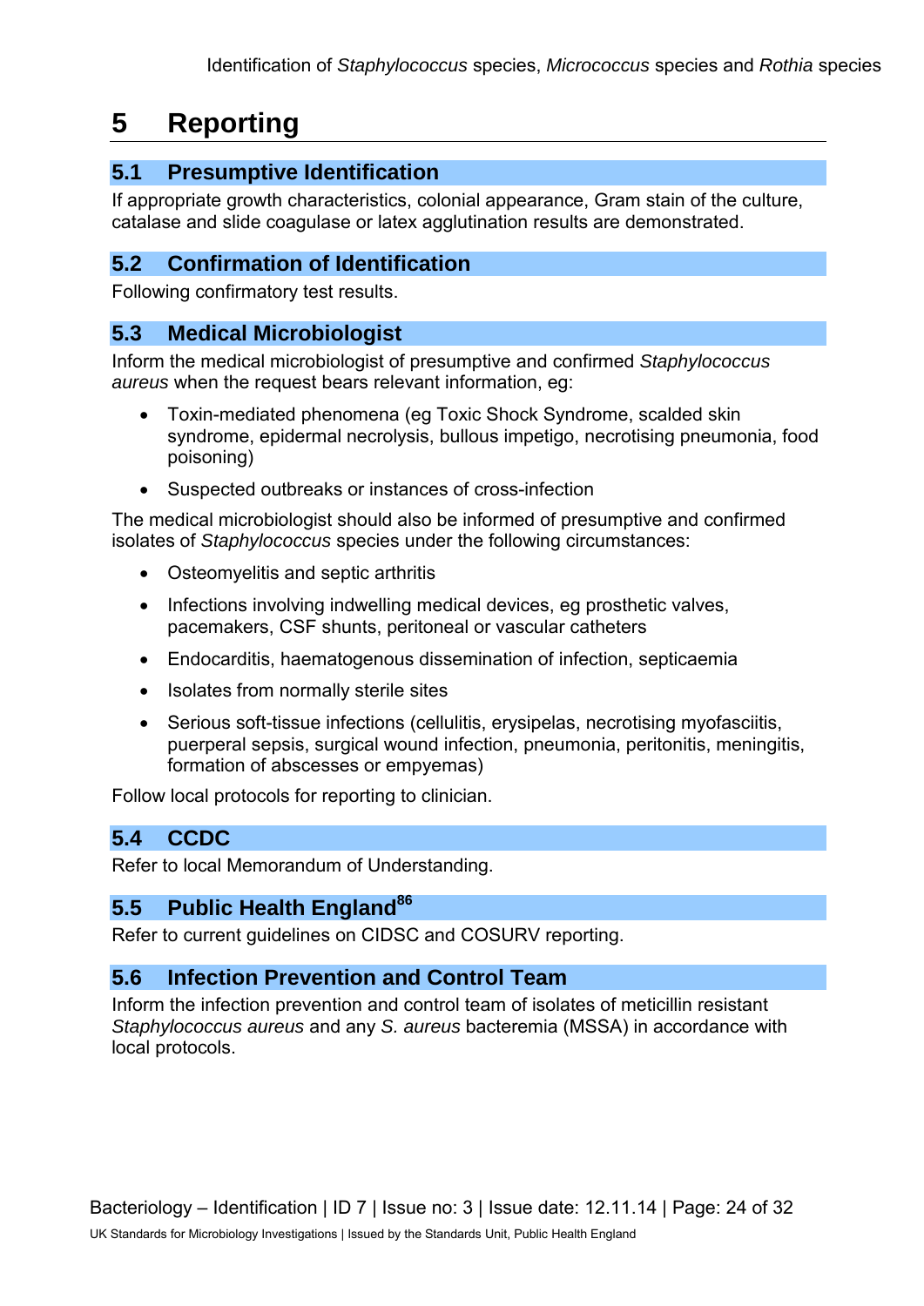# 5 Reporting

## 5.1 Presumptive Identification

If appropriate growth characteristics, colonial appearance, Gram stain of the culture, catalase and slide coagulase or latex agglutination results are demonstrated.

## 5.2 Confirmation of Identification

Following confirmatory test results.

## 5.3 Medical Microbiologist

Inform the medical microbiologist of presumptive and confirmed *Staphylococcus aureus* when the request bears relevant information, eg:

- Toxin-mediated phenomena (eg Toxic Shock Syndrome, scalded skin syndrome, epidermal necrolysis, bullous impetigo, necrotising pneumonia, food poisoning)
- Suspected outbreaks or instances of cross-infection

The medical microbiologist should also be informed of presumptive and confirmed isolates of *Staphylococcus* species under the following circumstances:

- Osteomyelitis and septic arthritis
- Infections involving indwelling medical devices, eg prosthetic valves, pacemakers, CSF shunts, peritoneal or vascular catheters
- Endocarditis, haematogenous dissemination of infection, septicaemia
- Isolates from normally sterile sites
- Serious soft-tissue infections (cellulitis, erysipelas, necrotising myofasciitis, puerperal sepsis, surgical wound infection, pneumonia, peritonitis, meningitis, formation of abscesses or empyemas)

Follow local protocols for reporting to clinician.

## 5.4 CCDC

Refer to local Memorandum of Understanding.

## 5.5 Public Health England[86]

Refer to current guidelines on CIDSC and COSURV reporting.

## 5.6 Infection Prevention and Control Team

Inform the infection prevention and control team of isolates of meticillin resistant *Staphylococcus aureus* and any *S. aureus* bacteremia (MSSA) in accordance with local protocols.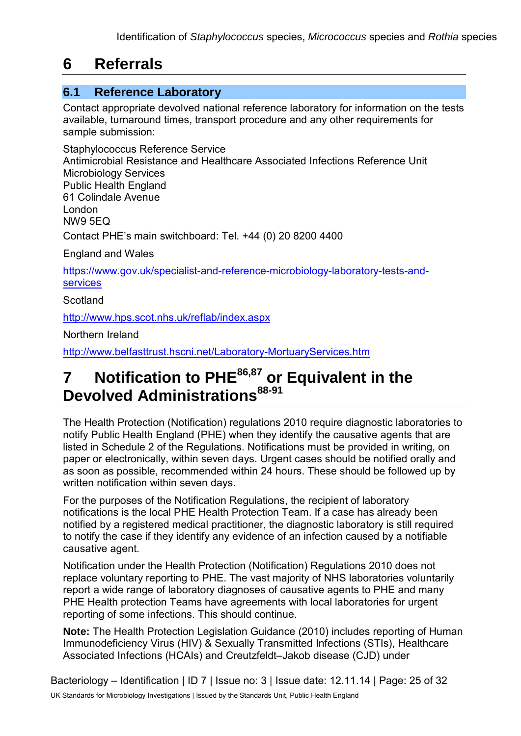# 6 Referrals

## 6.1 Reference Laboratory

Contact appropriate devolved national reference laboratory for information on the tests available, turnaround times, transport procedure and any other requirements for sample submission:

Staphylococcus Reference Service
Antimicrobial Resistance and Healthcare Associated Infections Reference Unit
Microbiology Services
Public Health England
61 Colindale Avenue
London
NW9 5EQ

Contact PHE's main switchboard: Tel. +44 (0) 20 8200 4400

England and Wales

https://www.gov.uk/specialist-and-reference-microbiology-laboratory-tests-and-services

Scotland

http://www.hps.scot.nhs.uk/reflab/index.aspx

Northern Ireland

http://www.belfasttrust.hscni.net/Laboratory-MortuaryServices.htm

# 7 Notification to PHE[86,87] or Equivalent in the Devolved Administrations[88-91]

The Health Protection (Notification) regulations 2010 require diagnostic laboratories to notify Public Health England (PHE) when they identify the causative agents that are listed in Schedule 2 of the Regulations. Notifications must be provided in writing, on paper or electronically, within seven days. Urgent cases should be notified orally and as soon as possible, recommended within 24 hours. These should be followed up by written notification within seven days.

For the purposes of the Notification Regulations, the recipient of laboratory notifications is the local PHE Health Protection Team. If a case has already been notified by a registered medical practitioner, the diagnostic laboratory is still required to notify the case if they identify any evidence of an infection caused by a notifiable causative agent.

Notification under the Health Protection (Notification) Regulations 2010 does not replace voluntary reporting to PHE. The vast majority of NHS laboratories voluntarily report a wide range of laboratory diagnoses of causative agents to PHE and many PHE Health protection Teams have agreements with local laboratories for urgent reporting of some infections. This should continue.

**Note:** The Health Protection Legislation Guidance (2010) includes reporting of Human Immunodeficiency Virus (HIV) & Sexually Transmitted Infections (STIs), Healthcare Associated Infections (HCAIs) and Creutzfeldt–Jakob disease (CJD) under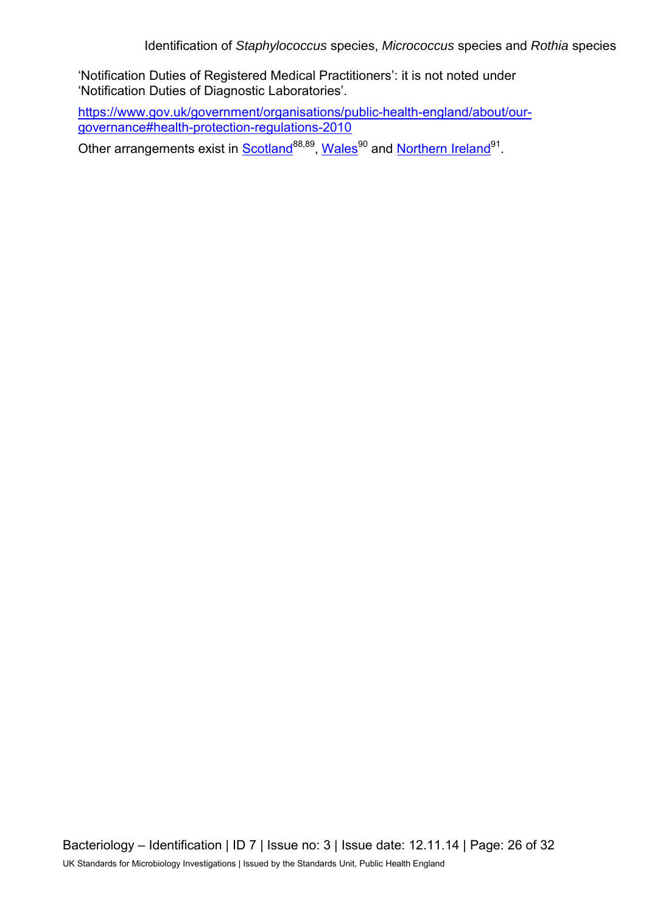'Notification Duties of Registered Medical Practitioners': it is not noted under 'Notification Duties of Diagnostic Laboratories'.

https://www.gov.uk/government/organisations/public-health-england/about/our-governance#health-protection-regulations-2010

Other arrangements exist in Scotland[88,89], Wales[90] and Northern Ireland[91].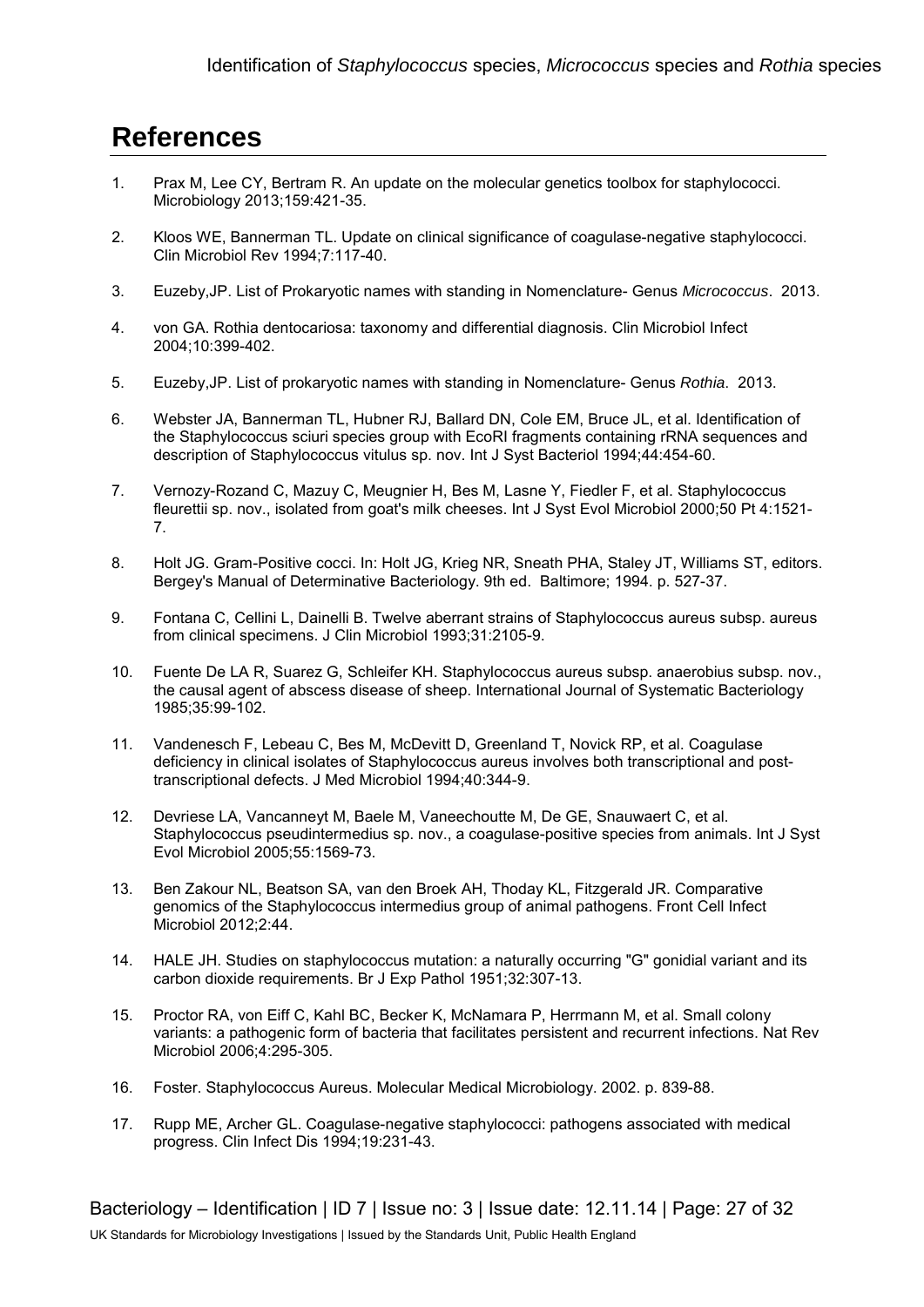## References

1. Prax M, Lee CY, Bertram R. An update on the molecular genetics toolbox for staphylococci. Microbiology 2013;159:421-35.

2. Kloos WE, Bannerman TL. Update on clinical significance of coagulase-negative staphylococci. Clin Microbiol Rev 1994;7:117-40.

3. Euzeby,JP. List of Prokaryotic names with standing in Nomenclature- Genus *Micrococcus*. 2013.

4. von GA. Rothia dentocariosa: taxonomy and differential diagnosis. Clin Microbiol Infect 2004;10:399-402.

5. Euzeby,JP. List of prokaryotic names with standing in Nomenclature- Genus *Rothia*. 2013.

6. Webster JA, Bannerman TL, Hubner RJ, Ballard DN, Cole EM, Bruce JL, et al. Identification of the Staphylococcus sciuri species group with EcoRI fragments containing rRNA sequences and description of Staphylococcus vitulus sp. nov. Int J Syst Bacteriol 1994;44:454-60.

7. Vernozy-Rozand C, Mazuy C, Meugnier H, Bes M, Lasne Y, Fiedler F, et al. Staphylococcus fleurettii sp. nov., isolated from goat's milk cheeses. Int J Syst Evol Microbiol 2000;50 Pt 4:1521-7.

8. Holt JG. Gram-Positive cocci. In: Holt JG, Krieg NR, Sneath PHA, Staley JT, Williams ST, editors. Bergey's Manual of Determinative Bacteriology. 9th ed. Baltimore; 1994. p. 527-37.

9. Fontana C, Cellini L, Dainelli B. Twelve aberrant strains of Staphylococcus aureus subsp. aureus from clinical specimens. J Clin Microbiol 1993;31:2105-9.

10. Fuente De LA R, Suarez G, Schleifer KH. Staphylococcus aureus subsp. anaerobius subsp. nov., the causal agent of abscess disease of sheep. International Journal of Systematic Bacteriology 1985;35:99-102.

11. Vandenesch F, Lebeau C, Bes M, McDevitt D, Greenland T, Novick RP, et al. Coagulase deficiency in clinical isolates of Staphylococcus aureus involves both transcriptional and post-transcriptional defects. J Med Microbiol 1994;40:344-9.

12. Devriese LA, Vancanneyt M, Baele M, Vaneechoutte M, De GE, Snauwaert C, et al. Staphylococcus pseudintermedius sp. nov., a coagulase-positive species from animals. Int J Syst Evol Microbiol 2005;55:1569-73.

13. Ben Zakour NL, Beatson SA, van den Broek AH, Thoday KL, Fitzgerald JR. Comparative genomics of the Staphylococcus intermedius group of animal pathogens. Front Cell Infect Microbiol 2012;2:44.

14. HALE JH. Studies on staphylococcus mutation: a naturally occurring "G" gonidial variant and its carbon dioxide requirements. Br J Exp Pathol 1951;32:307-13.

15. Proctor RA, von Eiff C, Kahl BC, Becker K, McNamara P, Herrmann M, et al. Small colony variants: a pathogenic form of bacteria that facilitates persistent and recurrent infections. Nat Rev Microbiol 2006;4:295-305.

16. Foster. Staphylococcus Aureus. Molecular Medical Microbiology. 2002. p. 839-88.

17. Rupp ME, Archer GL. Coagulase-negative staphylococci: pathogens associated with medical progress. Clin Infect Dis 1994;19:231-43.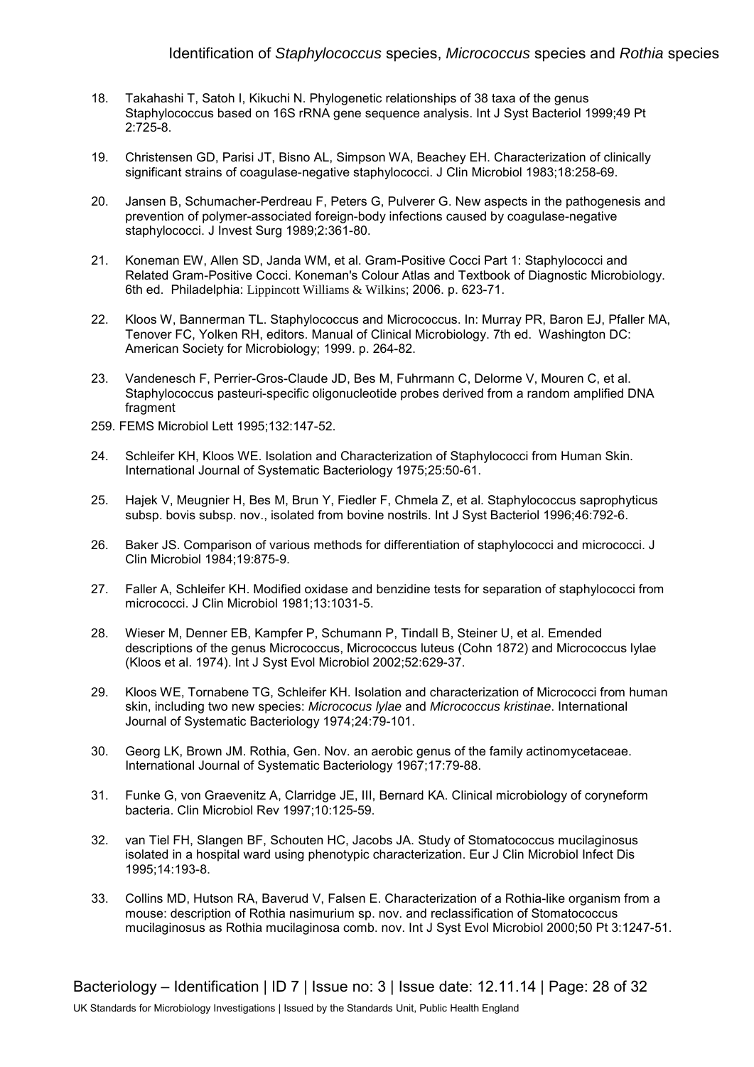18. Takahashi T, Satoh I, Kikuchi N. Phylogenetic relationships of 38 taxa of the genus Staphylococcus based on 16S rRNA gene sequence analysis. Int J Syst Bacteriol 1999;49 Pt 2:725-8.

19. Christensen GD, Parisi JT, Bisno AL, Simpson WA, Beachey EH. Characterization of clinically significant strains of coagulase-negative staphylococci. J Clin Microbiol 1983;18:258-69.

20. Jansen B, Schumacher-Perdreau F, Peters G, Pulverer G. New aspects in the pathogenesis and prevention of polymer-associated foreign-body infections caused by coagulase-negative staphylococci. J Invest Surg 1989;2:361-80.

21. Koneman EW, Allen SD, Janda WM, et al. Gram-Positive Cocci Part 1: Staphylococci and Related Gram-Positive Cocci. Koneman's Colour Atlas and Textbook of Diagnostic Microbiology. 6th ed. Philadelphia: Lippincott Williams & Wilkins; 2006. p. 623-71.

22. Kloos W, Bannerman TL. Staphylococcus and Micrococcus. In: Murray PR, Baron EJ, Pfaller MA, Tenover FC, Yolken RH, editors. Manual of Clinical Microbiology. 7th ed. Washington DC: American Society for Microbiology; 1999. p. 264-82.

23. Vandenesch F, Perrier-Gros-Claude JD, Bes M, Fuhrmann C, Delorme V, Mouren C, et al. Staphylococcus pasteuri-specific oligonucleotide probes derived from a random amplified DNA fragment

259. FEMS Microbiol Lett 1995;132:147-52.

24. Schleifer KH, Kloos WE. Isolation and Characterization of Staphylococci from Human Skin. International Journal of Systematic Bacteriology 1975;25:50-61.

25. Hajek V, Meugnier H, Bes M, Brun Y, Fiedler F, Chmela Z, et al. Staphylococcus saprophyticus subsp. bovis subsp. nov., isolated from bovine nostrils. Int J Syst Bacteriol 1996;46:792-6.

26. Baker JS. Comparison of various methods for differentiation of staphylococci and micrococci. J Clin Microbiol 1984;19:875-9.

27. Faller A, Schleifer KH. Modified oxidase and benzidine tests for separation of staphylococci from micrococci. J Clin Microbiol 1981;13:1031-5.

28. Wieser M, Denner EB, Kampfer P, Schumann P, Tindall B, Steiner U, et al. Emended descriptions of the genus Micrococcus, Micrococcus luteus (Cohn 1872) and Micrococcus lylae (Kloos et al. 1974). Int J Syst Evol Microbiol 2002;52:629-37.

29. Kloos WE, Tornabene TG, Schleifer KH. Isolation and characterization of Micrococci from human skin, including two new species: *Micrococcus lylae* and *Micrococcus kristinae*. International Journal of Systematic Bacteriology 1974;24:79-101.

30. Georg LK, Brown JM. Rothia, Gen. Nov. an aerobic genus of the family actinomycetaceae. International Journal of Systematic Bacteriology 1967;17:79-88.

31. Funke G, von Graevenitz A, Clarridge JE, III, Bernard KA. Clinical microbiology of coryneform bacteria. Clin Microbiol Rev 1997;10:125-59.

32. van Tiel FH, Slangen BF, Schouten HC, Jacobs JA. Study of Stomatococcus mucilaginosus isolated in a hospital ward using phenotypic characterization. Eur J Clin Microbiol Infect Dis 1995;14:193-8.

33. Collins MD, Hutson RA, Baverud V, Falsen E. Characterization of a Rothia-like organism from a mouse: description of Rothia nasimurium sp. nov. and reclassification of Stomatococcus mucilaginosus as Rothia mucilaginosa comb. nov. Int J Syst Evol Microbiol 2000;50 Pt 3:1247-51.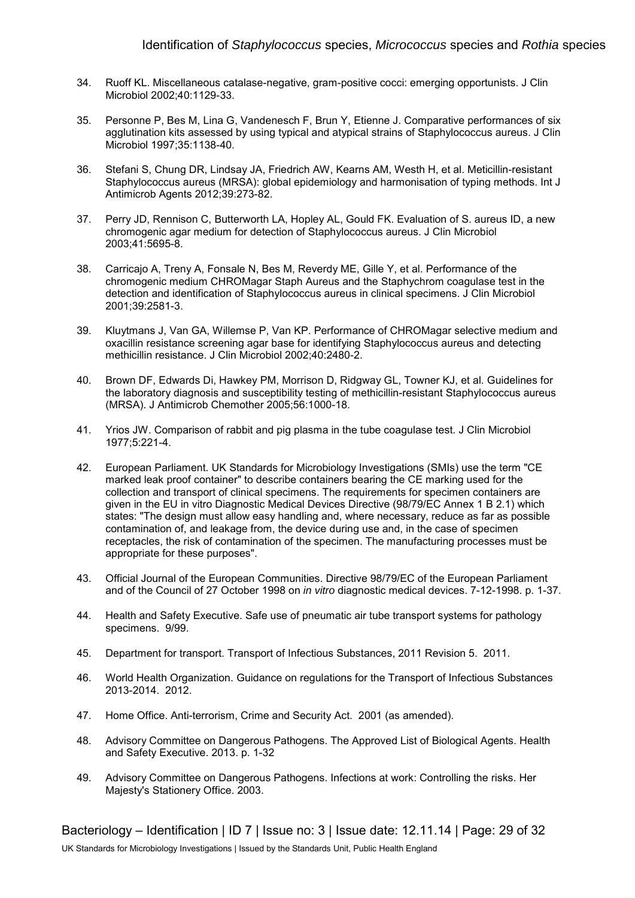34. Ruoff KL. Miscellaneous catalase-negative, gram-positive cocci: emerging opportunists. J Clin Microbiol 2002;40:1129-33.

35. Personne P, Bes M, Lina G, Vandenesch F, Brun Y, Etienne J. Comparative performances of six agglutination kits assessed by using typical and atypical strains of Staphylococcus aureus. J Clin Microbiol 1997;35:1138-40.

36. Stefani S, Chung DR, Lindsay JA, Friedrich AW, Kearns AM, Westh H, et al. Meticillin-resistant Staphylococcus aureus (MRSA): global epidemiology and harmonisation of typing methods. Int J Antimicrob Agents 2012;39:273-82.

37. Perry JD, Rennison C, Butterworth LA, Hopley AL, Gould FK. Evaluation of S. aureus ID, a new chromogenic agar medium for detection of Staphylococcus aureus. J Clin Microbiol 2003;41:5695-8.

38. Carricajo A, Treny A, Fonsale N, Bes M, Reverdy ME, Gille Y, et al. Performance of the chromogenic medium CHROMagar Staph Aureus and the Staphychrom coagulase test in the detection and identification of Staphylococcus aureus in clinical specimens. J Clin Microbiol 2001;39:2581-3.

39. Kluytmans J, Van GA, Willemse P, Van KP. Performance of CHROMagar selective medium and oxacillin resistance screening agar base for identifying Staphylococcus aureus and detecting methicillin resistance. J Clin Microbiol 2002;40:2480-2.

40. Brown DF, Edwards Di, Hawkey PM, Morrison D, Ridgway GL, Towner KJ, et al. Guidelines for the laboratory diagnosis and susceptibility testing of methicillin-resistant Staphylococcus aureus (MRSA). J Antimicrob Chemother 2005;56:1000-18.

41. Yrios JW. Comparison of rabbit and pig plasma in the tube coagulase test. J Clin Microbiol 1977;5:221-4.

42. European Parliament. UK Standards for Microbiology Investigations (SMIs) use the term "CE marked leak proof container" to describe containers bearing the CE marking used for the collection and transport of clinical specimens. The requirements for specimen containers are given in the EU in vitro Diagnostic Medical Devices Directive (98/79/EC Annex 1 B 2.1) which states: "The design must allow easy handling and, where necessary, reduce as far as possible contamination of, and leakage from, the device during use and, in the case of specimen receptacles, the risk of contamination of the specimen. The manufacturing processes must be appropriate for these purposes".

43. Official Journal of the European Communities. Directive 98/79/EC of the European Parliament and of the Council of 27 October 1998 on *in vitro* diagnostic medical devices. 7-12-1998. p. 1-37.

44. Health and Safety Executive. Safe use of pneumatic air tube transport systems for pathology specimens. 9/99.

45. Department for transport. Transport of Infectious Substances, 2011 Revision 5. 2011.

46. World Health Organization. Guidance on regulations for the Transport of Infectious Substances 2013-2014. 2012.

47. Home Office. Anti-terrorism, Crime and Security Act. 2001 (as amended).

48. Advisory Committee on Dangerous Pathogens. The Approved List of Biological Agents. Health and Safety Executive. 2013. p. 1-32

49. Advisory Committee on Dangerous Pathogens. Infections at work: Controlling the risks. Her Majesty's Stationery Office. 2003.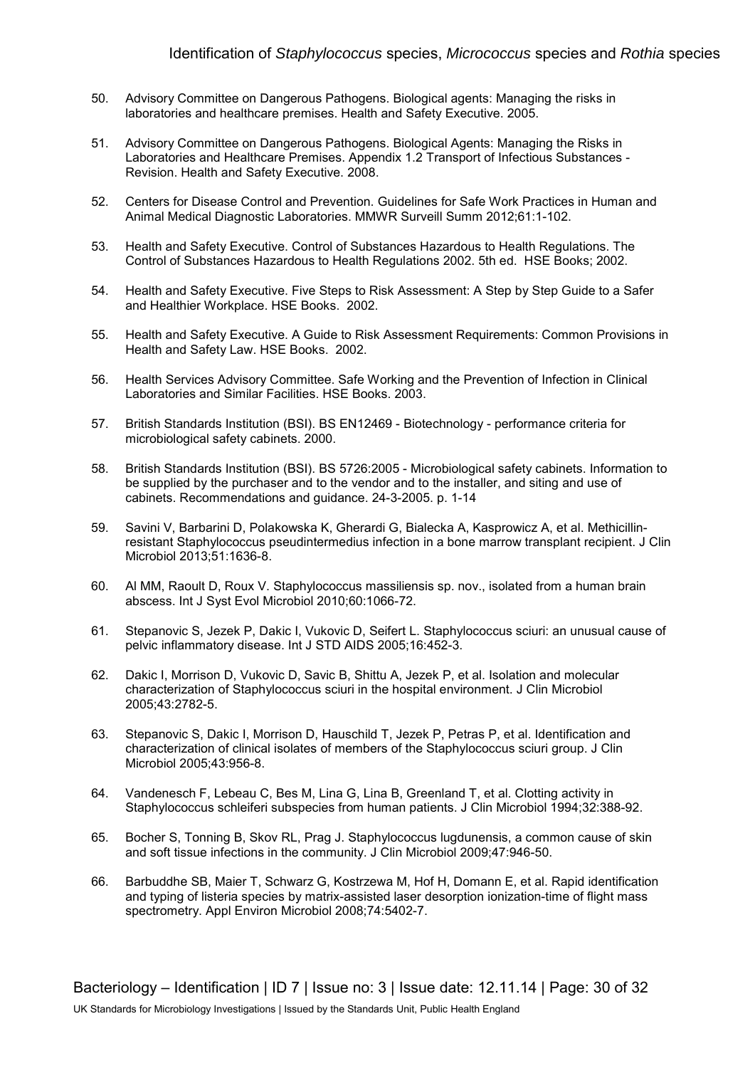50. Advisory Committee on Dangerous Pathogens. Biological agents: Managing the risks in laboratories and healthcare premises. Health and Safety Executive. 2005.

51. Advisory Committee on Dangerous Pathogens. Biological Agents: Managing the Risks in Laboratories and Healthcare Premises. Appendix 1.2 Transport of Infectious Substances - Revision. Health and Safety Executive. 2008.

52. Centers for Disease Control and Prevention. Guidelines for Safe Work Practices in Human and Animal Medical Diagnostic Laboratories. MMWR Surveill Summ 2012;61:1-102.

53. Health and Safety Executive. Control of Substances Hazardous to Health Regulations. The Control of Substances Hazardous to Health Regulations 2002. 5th ed. HSE Books; 2002.

54. Health and Safety Executive. Five Steps to Risk Assessment: A Step by Step Guide to a Safer and Healthier Workplace. HSE Books. 2002.

55. Health and Safety Executive. A Guide to Risk Assessment Requirements: Common Provisions in Health and Safety Law. HSE Books. 2002.

56. Health Services Advisory Committee. Safe Working and the Prevention of Infection in Clinical Laboratories and Similar Facilities. HSE Books. 2003.

57. British Standards Institution (BSI). BS EN12469 - Biotechnology - performance criteria for microbiological safety cabinets. 2000.

58. British Standards Institution (BSI). BS 5726:2005 - Microbiological safety cabinets. Information to be supplied by the purchaser and to the vendor and to the installer, and siting and use of cabinets. Recommendations and guidance. 24-3-2005. p. 1-14

59. Savini V, Barbarini D, Polakowska K, Gherardi G, Bialecka A, Kasprowicz A, et al. Methicillin-resistant Staphylococcus pseudintermedius infection in a bone marrow transplant recipient. J Clin Microbiol 2013;51:1636-8.

60. Al MM, Raoult D, Roux V. Staphylococcus massiliensis sp. nov., isolated from a human brain abscess. Int J Syst Evol Microbiol 2010;60:1066-72.

61. Stepanovic S, Jezek P, Dakic I, Vukovic D, Seifert L. Staphylococcus sciuri: an unusual cause of pelvic inflammatory disease. Int J STD AIDS 2005;16:452-3.

62. Dakic I, Morrison D, Vukovic D, Savic B, Shittu A, Jezek P, et al. Isolation and molecular characterization of Staphylococcus sciuri in the hospital environment. J Clin Microbiol 2005;43:2782-5.

63. Stepanovic S, Dakic I, Morrison D, Hauschild T, Jezek P, Petras P, et al. Identification and characterization of clinical isolates of members of the Staphylococcus sciuri group. J Clin Microbiol 2005;43:956-8.

64. Vandenesch F, Lebeau C, Bes M, Lina G, Lina B, Greenland T, et al. Clotting activity in Staphylococcus schleiferi subspecies from human patients. J Clin Microbiol 1994;32:388-92.

65. Bocher S, Tonning B, Skov RL, Prag J. Staphylococcus lugdunensis, a common cause of skin and soft tissue infections in the community. J Clin Microbiol 2009;47:946-50.

66. Barbuddhe SB, Maier T, Schwarz G, Kostrzewa M, Hof H, Domann E, et al. Rapid identification and typing of listeria species by matrix-assisted laser desorption ionization-time of flight mass spectrometry. Appl Environ Microbiol 2008;74:5402-7.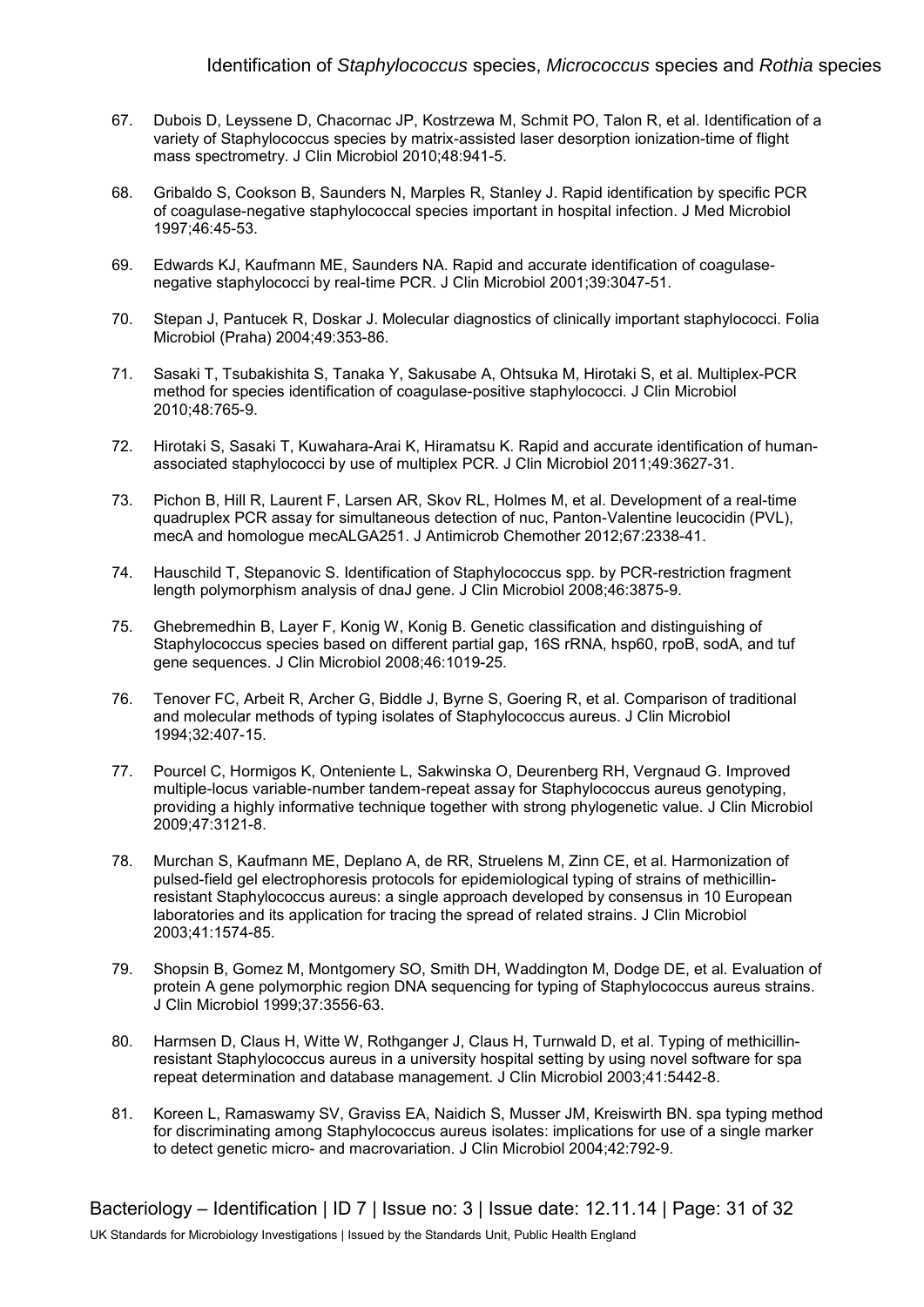67. Dubois D, Leyssene D, Chacornac JP, Kostrzewa M, Schmit PO, Talon R, et al. Identification of a variety of Staphylococcus species by matrix-assisted laser desorption ionization-time of flight mass spectrometry. J Clin Microbiol 2010;48:941-5.

68. Gribaldo S, Cookson B, Saunders N, Marples R, Stanley J. Rapid identification by specific PCR of coagulase-negative staphylococcal species important in hospital infection. J Med Microbiol 1997;46:45-53.

69. Edwards KJ, Kaufmann ME, Saunders NA. Rapid and accurate identification of coagulase-negative staphylococci by real-time PCR. J Clin Microbiol 2001;39:3047-51.

70. Stepan J, Pantucek R, Doskar J. Molecular diagnostics of clinically important staphylococci. Folia Microbiol (Praha) 2004;49:353-86.

71. Sasaki T, Tsubakishita S, Tanaka Y, Sakusabe A, Ohtsuka M, Hirotaki S, et al. Multiplex-PCR method for species identification of coagulase-positive staphylococci. J Clin Microbiol 2010;48:765-9.

72. Hirotaki S, Sasaki T, Kuwahara-Arai K, Hiramatsu K. Rapid and accurate identification of human-associated staphylococci by use of multiplex PCR. J Clin Microbiol 2011;49:3627-31.

73. Pichon B, Hill R, Laurent F, Larsen AR, Skov RL, Holmes M, et al. Development of a real-time quadruplex PCR assay for simultaneous detection of nuc, Panton-Valentine leucocidin (PVL), mecA and homologue mecALGA251. J Antimicrob Chemother 2012;67:2338-41.

74. Hauschild T, Stepanovic S. Identification of Staphylococcus spp. by PCR-restriction fragment length polymorphism analysis of dnaJ gene. J Clin Microbiol 2008;46:3875-9.

75. Ghebremedhin B, Layer F, Konig W, Konig B. Genetic classification and distinguishing of Staphylococcus species based on different partial gap, 16S rRNA, hsp60, rpoB, sodA, and tuf gene sequences. J Clin Microbiol 2008;46:1019-25.

76. Tenover FC, Arbeit R, Archer G, Biddle J, Byrne S, Goering R, et al. Comparison of traditional and molecular methods of typing isolates of Staphylococcus aureus. J Clin Microbiol 1994;32:407-15.

77. Pourcel C, Hormigos K, Onteniente L, Sakwinska O, Deurenberg RH, Vergnaud G. Improved multiple-locus variable-number tandem-repeat assay for Staphylococcus aureus genotyping, providing a highly informative technique together with strong phylogenetic value. J Clin Microbiol 2009;47:3121-8.

78. Murchan S, Kaufmann ME, Deplano A, de RR, Struelens M, Zinn CE, et al. Harmonization of pulsed-field gel electrophoresis protocols for epidemiological typing of strains of methicillin-resistant Staphylococcus aureus: a single approach developed by consensus in 10 European laboratories and its application for tracing the spread of related strains. J Clin Microbiol 2003;41:1574-85.

79. Shopsin B, Gomez M, Montgomery SO, Smith DH, Waddington M, Dodge DE, et al. Evaluation of protein A gene polymorphic region DNA sequencing for typing of Staphylococcus aureus strains. J Clin Microbiol 1999;37:3556-63.

80. Harmsen D, Claus H, Witte W, Rothganger J, Claus H, Turnwald D, et al. Typing of methicillin-resistant Staphylococcus aureus in a university hospital setting by using novel software for spa repeat determination and database management. J Clin Microbiol 2003;41:5442-8.

81. Koreen L, Ramaswamy SV, Graviss EA, Naidich S, Musser JM, Kreiswirth BN. spa typing method for discriminating among Staphylococcus aureus isolates: implications for use of a single marker to detect genetic micro- and macrovariation. J Clin Microbiol 2004;42:792-9.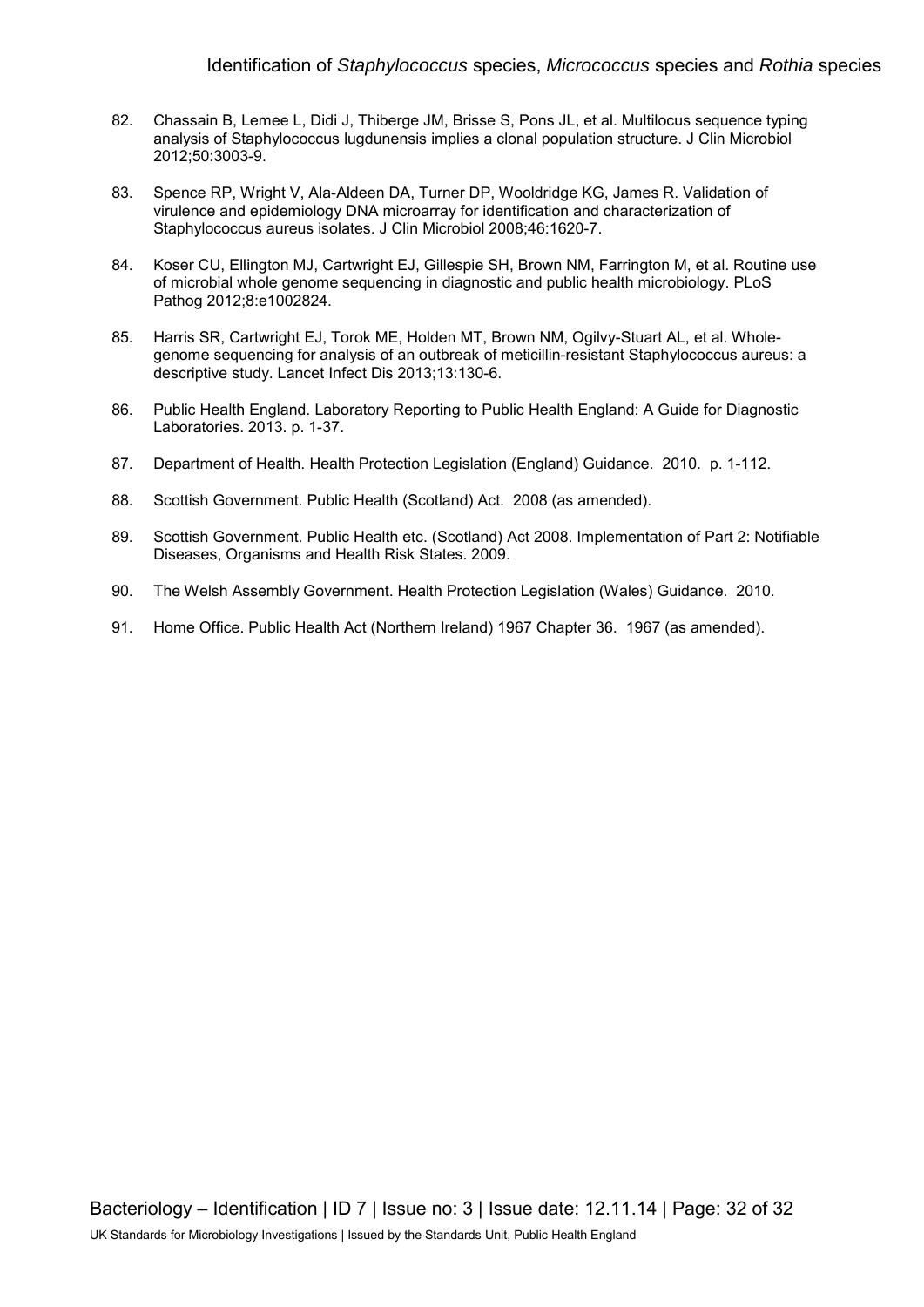82. Chassain B, Lemee L, Didi J, Thiberge JM, Brisse S, Pons JL, et al. Multilocus sequence typing analysis of Staphylococcus lugdunensis implies a clonal population structure. J Clin Microbiol 2012;50:3003-9.

83. Spence RP, Wright V, Ala-Aldeen DA, Turner DP, Wooldridge KG, James R. Validation of virulence and epidemiology DNA microarray for identification and characterization of Staphylococcus aureus isolates. J Clin Microbiol 2008;46:1620-7.

84. Koser CU, Ellington MJ, Cartwright EJ, Gillespie SH, Brown NM, Farrington M, et al. Routine use of microbial whole genome sequencing in diagnostic and public health microbiology. PLoS Pathog 2012;8:e1002824.

85. Harris SR, Cartwright EJ, Torok ME, Holden MT, Brown NM, Ogilvy-Stuart AL, et al. Whole-genome sequencing for analysis of an outbreak of meticillin-resistant Staphylococcus aureus: a descriptive study. Lancet Infect Dis 2013;13:130-6.

86. Public Health England. Laboratory Reporting to Public Health England: A Guide for Diagnostic Laboratories. 2013. p. 1-37.

87. Department of Health. Health Protection Legislation (England) Guidance. 2010. p. 1-112.

88. Scottish Government. Public Health (Scotland) Act. 2008 (as amended).

89. Scottish Government. Public Health etc. (Scotland) Act 2008. Implementation of Part 2: Notifiable Diseases, Organisms and Health Risk States. 2009.

90. The Welsh Assembly Government. Health Protection Legislation (Wales) Guidance. 2010.

91. Home Office. Public Health Act (Northern Ireland) 1967 Chapter 36. 1967 (as amended).